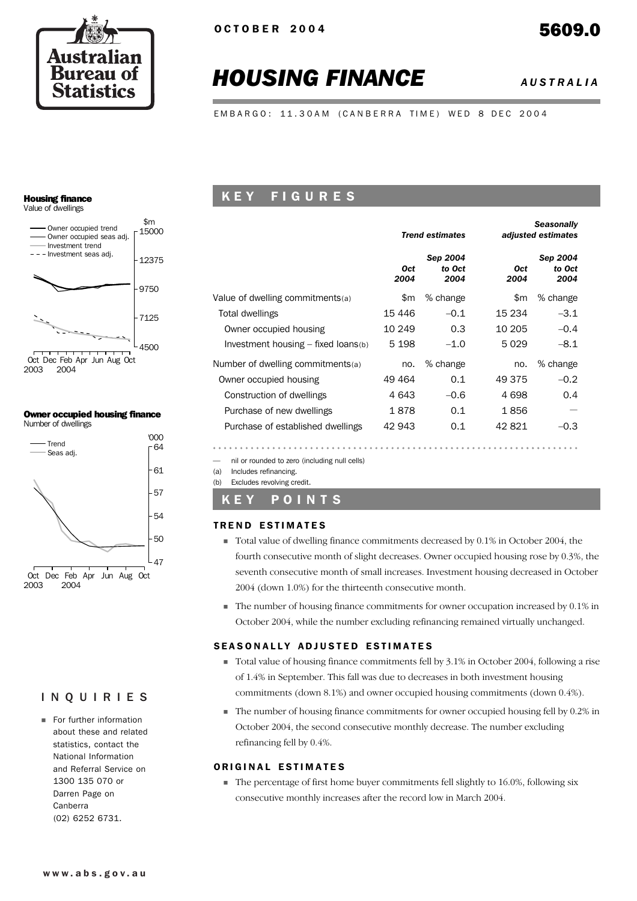OCTOBER 2004

# 5609.0

# *HOUSING FINANCE* — *AUSTRALIA*

EMBARGO: 11.30AM (CANBERRA TIME) WED 8 DEC 2004

**Housing finance**
Value of dwellings

**Owner occupied housing finance**
Number of dwellings

## KEY FIGURES

| | *Trend estimates* | | *Seasonally adjusted estimates* | |
|---|---|---|---|---|
| | *Oct 2004* | *Sep 2004 to Oct 2004* | *Oct 2004* | *Sep 2004 to Oct 2004* |
| Value of dwelling commitments(a) | $m | % change | $m | % change |
| Total dwellings | 15 446 | –0.1 | 15 234 | –3.1 |
| Owner occupied housing | 10 249 | 0.3 | 10 205 | –0.4 |
| Investment housing – fixed loans(b) | 5 198 | –1.0 | 5 029 | –8.1 |
| Number of dwelling commitments(a) | no. | % change | no. | % change |
| Owner occupied housing | 49 464 | 0.1 | 49 375 | –0.2 |
| Construction of dwellings | 4 643 | –0.6 | 4 698 | 0.4 |
| Purchase of new dwellings | 1 878 | 0.1 | 1 856 | — |
| Purchase of established dwellings | 42 943 | 0.1 | 42 821 | –0.3 |

— nil or rounded to zero (including null cells)
(a) Includes refinancing.
(b) Excludes revolving credit.

## KEY POINTS

### TREND ESTIMATES

- Total value of dwelling finance commitments decreased by 0.1% in October 2004, the fourth consecutive month of slight decreases. Owner occupied housing rose by 0.3%, the seventh consecutive month of small increases. Investment housing decreased in October 2004 (down 1.0%) for the thirteenth consecutive month.
- The number of housing finance commitments for owner occupation increased by 0.1% in October 2004, while the number excluding refinancing remained virtually unchanged.

### SEASONALLY ADJUSTED ESTIMATES

- Total value of housing finance commitments fell by 3.1% in October 2004, following a rise of 1.4% in September. This fall was due to decreases in both investment housing commitments (down 8.1%) and owner occupied housing commitments (down 0.4%).
- The number of housing finance commitments for owner occupied housing fell by 0.2% in October 2004, the second consecutive monthly decrease. The number excluding refinancing fell by 0.4%.

### ORIGINAL ESTIMATES

- The percentage of first home buyer commitments fell slightly to 16.0%, following six consecutive monthly increases after the record low in March 2004.

## INQUIRIES

- For further information about these and related statistics, contact the National Information and Referral Service on 1300 135 070 or Darren Page on Canberra (02) 6252 6731.

www.abs.gov.au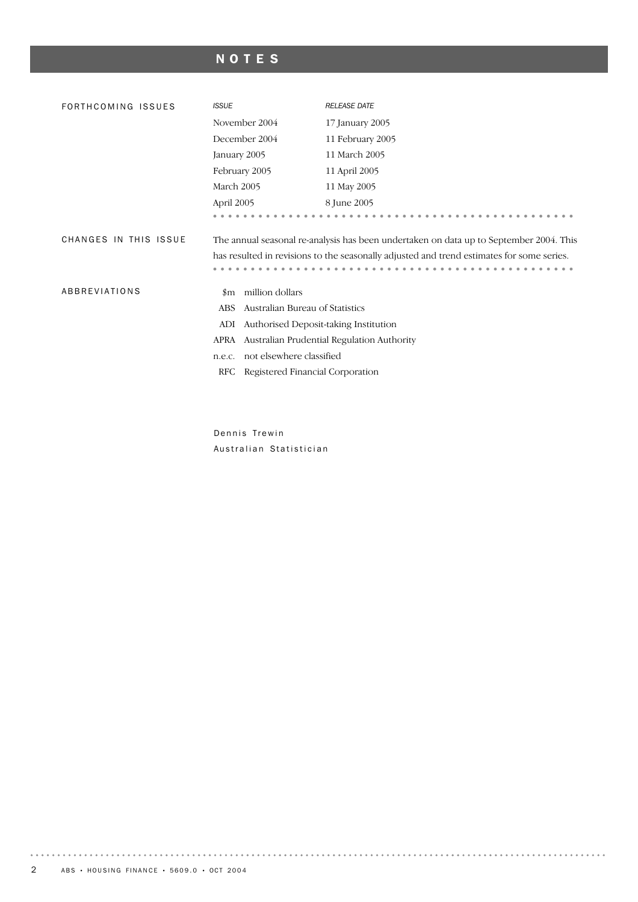# NOTES

## FORTHCOMING ISSUES

| *ISSUE* | *RELEASE DATE* |
|---|---|
| November 2004 | 17 January 2005 |
| December 2004 | 11 February 2005 |
| January 2005 | 11 March 2005 |
| February 2005 | 11 April 2005 |
| March 2005 | 11 May 2005 |
| April 2005 | 8 June 2005 |

## CHANGES IN THIS ISSUE

The annual seasonal re-analysis has been undertaken on data up to September 2004. This has resulted in revisions to the seasonally adjusted and trend estimates for some series.

## ABBREVIATIONS

| | |
|---|---|
| $m | million dollars |
| ABS | Australian Bureau of Statistics |
| ADI | Authorised Deposit-taking Institution |
| APRA | Australian Prudential Regulation Authority |
| n.e.c. | not elsewhere classified |
| RFC | Registered Financial Corporation |

Dennis Trewin
Australian Statistician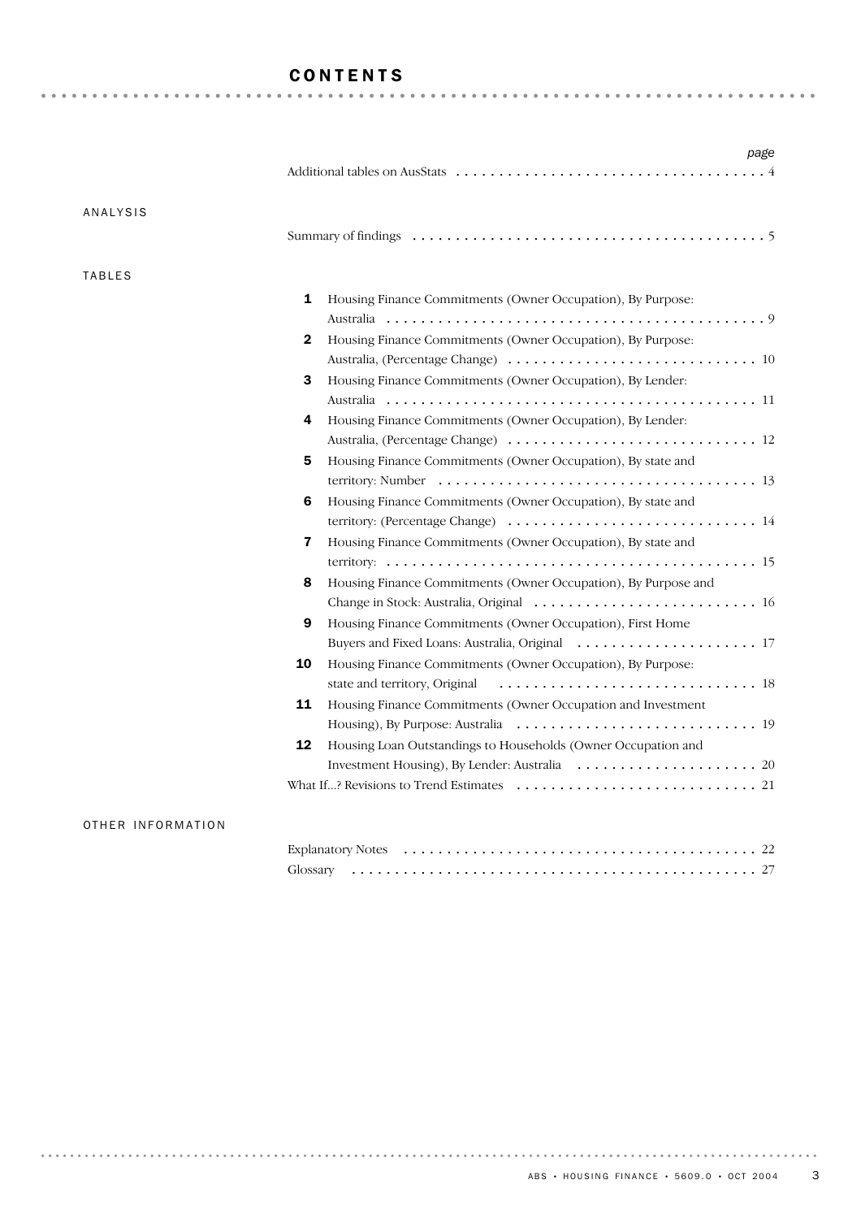# CONTENTS

| | | page |
|---|---|---|
| | Additional tables on AusStats | 4 |
| **ANALYSIS** | | |
| | Summary of findings | 5 |
| **TABLES** | | |
| | **1** Housing Finance Commitments (Owner Occupation), By Purpose: Australia | 9 |
| | **2** Housing Finance Commitments (Owner Occupation), By Purpose: Australia, (Percentage Change) | 10 |
| | **3** Housing Finance Commitments (Owner Occupation), By Lender: Australia | 11 |
| | **4** Housing Finance Commitments (Owner Occupation), By Lender: Australia, (Percentage Change) | 12 |
| | **5** Housing Finance Commitments (Owner Occupation), By state and territory: Number | 13 |
| | **6** Housing Finance Commitments (Owner Occupation), By state and territory: (Percentage Change) | 14 |
| | **7** Housing Finance Commitments (Owner Occupation), By state and territory: | 15 |
| | **8** Housing Finance Commitments (Owner Occupation), By Purpose and Change in Stock: Australia, Original | 16 |
| | **9** Housing Finance Commitments (Owner Occupation), First Home Buyers and Fixed Loans: Australia, Original | 17 |
| | **10** Housing Finance Commitments (Owner Occupation), By Purpose: state and territory, Original | 18 |
| | **11** Housing Finance Commitments (Owner Occupation and Investment Housing), By Purpose: Australia | 19 |
| | **12** Housing Loan Outstandings to Households (Owner Occupation and Investment Housing), By Lender: Australia | 20 |
| | What If...? Revisions to Trend Estimates | 21 |
| **OTHER INFORMATION** | | |
| | Explanatory Notes | 22 |
| | Glossary | 27 |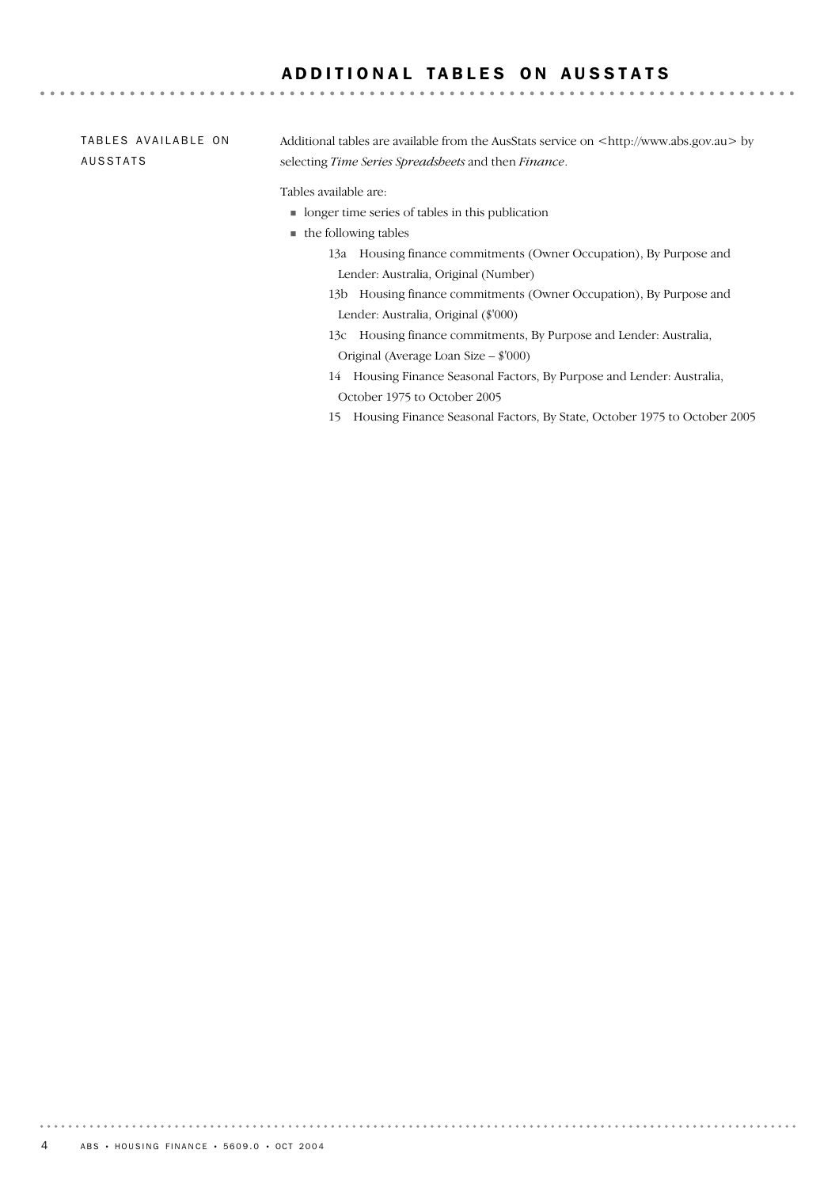# ADDITIONAL TABLES ON AUSSTATS

## TABLES AVAILABLE ON AUSSTATS

Additional tables are available from the AusStats service on <http://www.abs.gov.au> by selecting *Time Series Spreadsheets* and then *Finance*.

Tables available are:

- longer time series of tables in this publication
- the following tables
  - 13a Housing finance commitments (Owner Occupation), By Purpose and Lender: Australia, Original (Number)
  - 13b Housing finance commitments (Owner Occupation), By Purpose and Lender: Australia, Original ($'000)
  - 13c Housing finance commitments, By Purpose and Lender: Australia, Original (Average Loan Size – $'000)
  - 14 Housing Finance Seasonal Factors, By Purpose and Lender: Australia, October 1975 to October 2005
  - 15 Housing Finance Seasonal Factors, By State, October 1975 to October 2005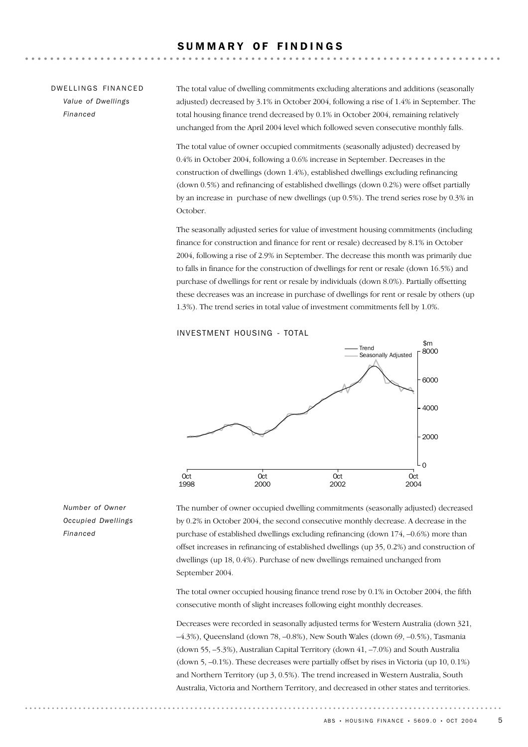## SUMMARY OF FINDINGS

### DWELLINGS FINANCED

*Value of Dwellings Financed*

The total value of dwelling commitments excluding alterations and additions (seasonally adjusted) decreased by 3.1% in October 2004, following a rise of 1.4% in September. The total housing finance trend decreased by 0.1% in October 2004, remaining relatively unchanged from the April 2004 level which followed seven consecutive monthly falls.

The total value of owner occupied commitments (seasonally adjusted) decreased by 0.4% in October 2004, following a 0.6% increase in September. Decreases in the construction of dwellings (down 1.4%), established dwellings excluding refinancing (down 0.5%) and refinancing of established dwellings (down 0.2%) were offset partially by an increase in purchase of new dwellings (up 0.5%). The trend series rose by 0.3% in October.

The seasonally adjusted series for value of investment housing commitments (including finance for construction and finance for rent or resale) decreased by 8.1% in October 2004, following a rise of 2.9% in September. The decrease this month was primarily due to falls in finance for the construction of dwellings for rent or resale (down 16.5%) and purchase of dwellings for rent or resale by individuals (down 8.0%). Partially offsetting these decreases was an increase in purchase of dwellings for rent or resale by others (up 1.3%). The trend series in total value of investment commitments fell by 1.0%.

INVESTMENT HOUSING - TOTAL

*Number of Owner Occupied Dwellings Financed*

The number of owner occupied dwelling commitments (seasonally adjusted) decreased by 0.2% in October 2004, the second consecutive monthly decrease. A decrease in the purchase of established dwellings excluding refinancing (down 174, –0.6%) more than offset increases in refinancing of established dwellings (up 35, 0.2%) and construction of dwellings (up 18, 0.4%). Purchase of new dwellings remained unchanged from September 2004.

The total owner occupied housing finance trend rose by 0.1% in October 2004, the fifth consecutive month of slight increases following eight monthly decreases.

Decreases were recorded in seasonally adjusted terms for Western Australia (down 321, –4.3%), Queensland (down 78, –0.8%), New South Wales (down 69, –0.5%), Tasmania (down 55, –5.3%), Australian Capital Territory (down 41, –7.0%) and South Australia (down 5, –0.1%). These decreases were partially offset by rises in Victoria (up 10, 0.1%) and Northern Territory (up 3, 0.5%). The trend increased in Western Australia, South Australia, Victoria and Northern Territory, and decreased in other states and territories.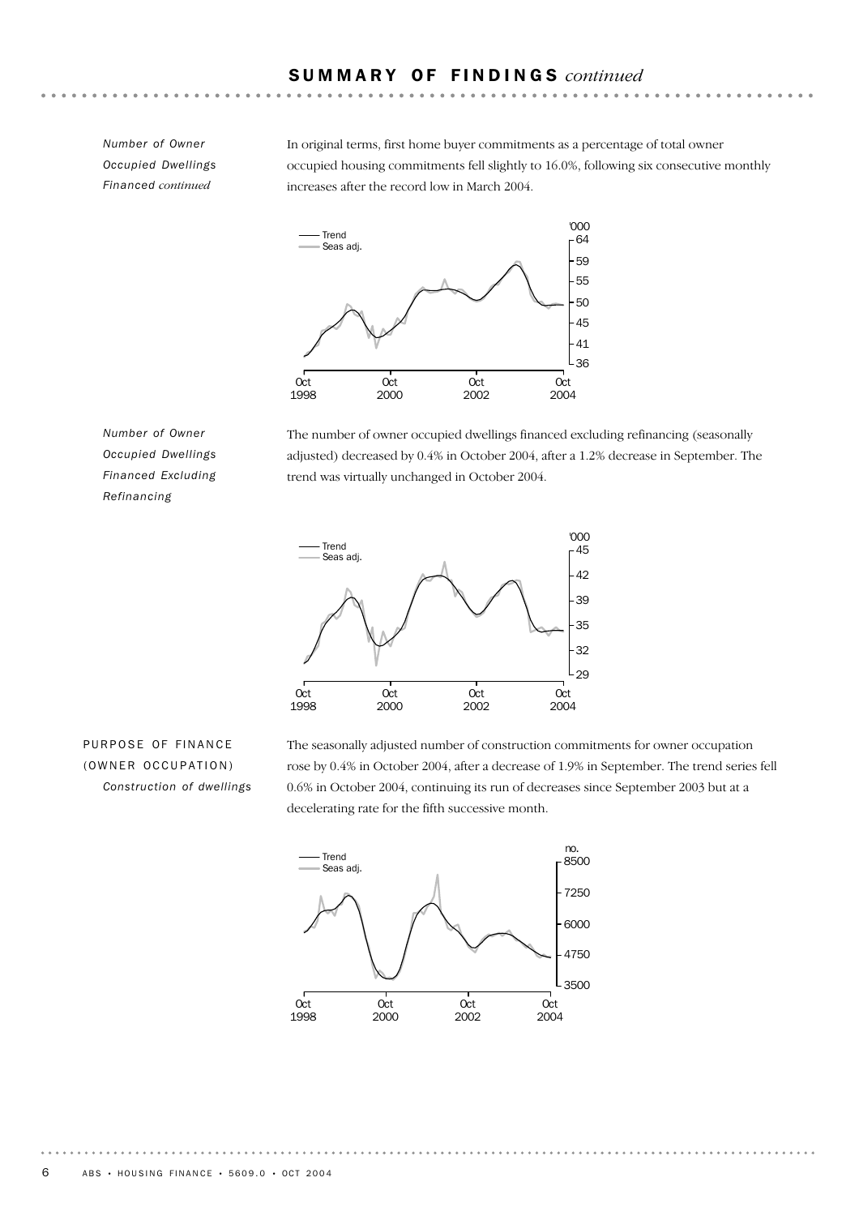## SUMMARY OF FINDINGS *continued*

*Number of Owner Occupied Dwellings Financed continued*

In original terms, first home buyer commitments as a percentage of total owner occupied housing commitments fell slightly to 16.0%, following six consecutive monthly increases after the record low in March 2004.

*Number of Owner Occupied Dwellings Financed Excluding Refinancing*

The number of owner occupied dwellings financed excluding refinancing (seasonally adjusted) decreased by 0.4% in October 2004, after a 1.2% decrease in September. The trend was virtually unchanged in October 2004.

PURPOSE OF FINANCE (OWNER OCCUPATION)

*Construction of dwellings*

The seasonally adjusted number of construction commitments for owner occupation rose by 0.4% in October 2004, after a decrease of 1.9% in September. The trend series fell 0.6% in October 2004, continuing its run of decreases since September 2003 but at a decelerating rate for the fifth successive month.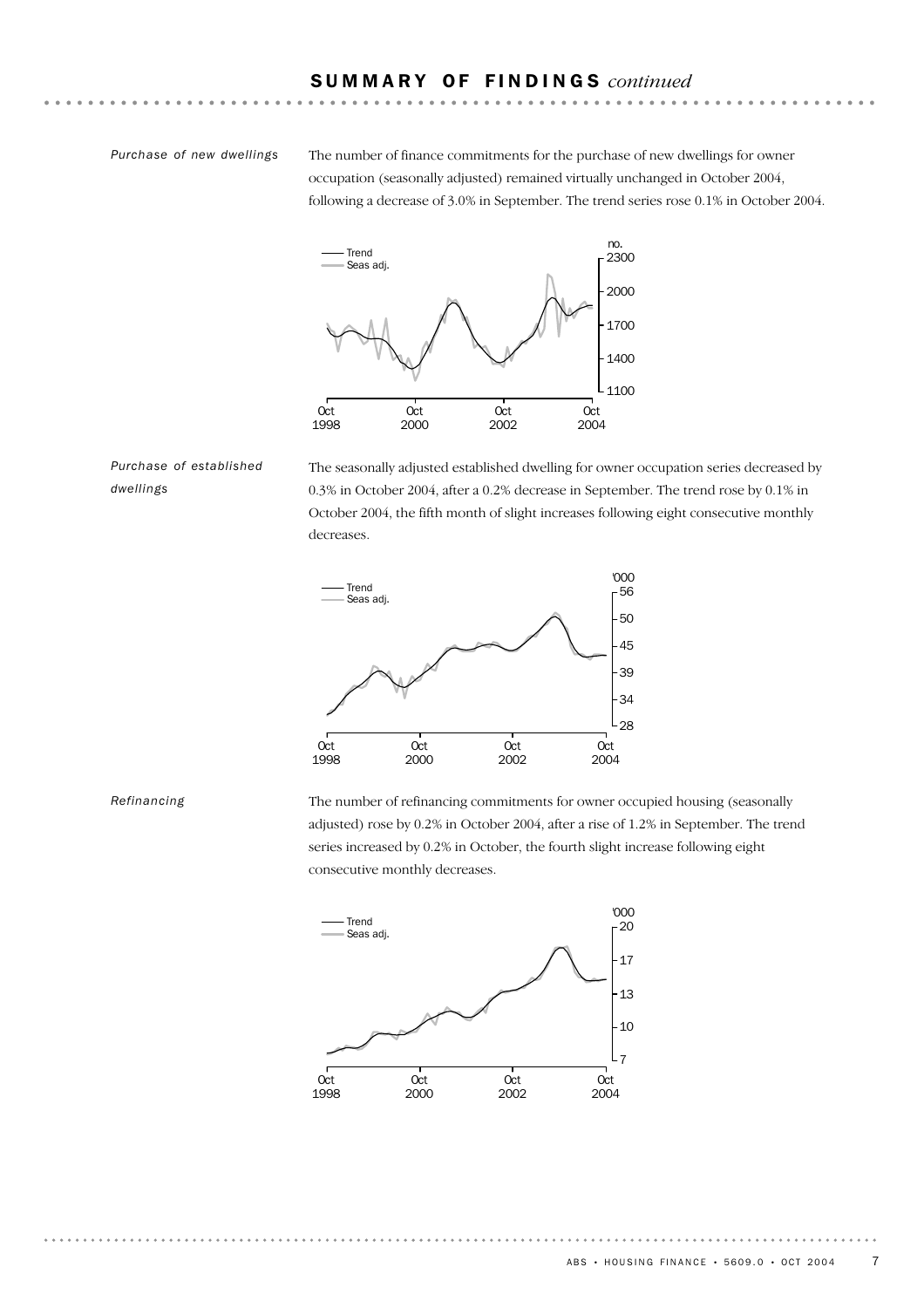## SUMMARY OF FINDINGS *continued*

*Purchase of new dwellings*

The number of finance commitments for the purchase of new dwellings for owner occupation (seasonally adjusted) remained virtually unchanged in October 2004, following a decrease of 3.0% in September. The trend series rose 0.1% in October 2004.

*Purchase of established dwellings*

The seasonally adjusted established dwelling for owner occupation series decreased by 0.3% in October 2004, after a 0.2% decrease in September. The trend rose by 0.1% in October 2004, the fifth month of slight increases following eight consecutive monthly decreases.

*Refinancing*

The number of refinancing commitments for owner occupied housing (seasonally adjusted) rose by 0.2% in October 2004, after a rise of 1.2% in September. The trend series increased by 0.2% in October, the fourth slight increase following eight consecutive monthly decreases.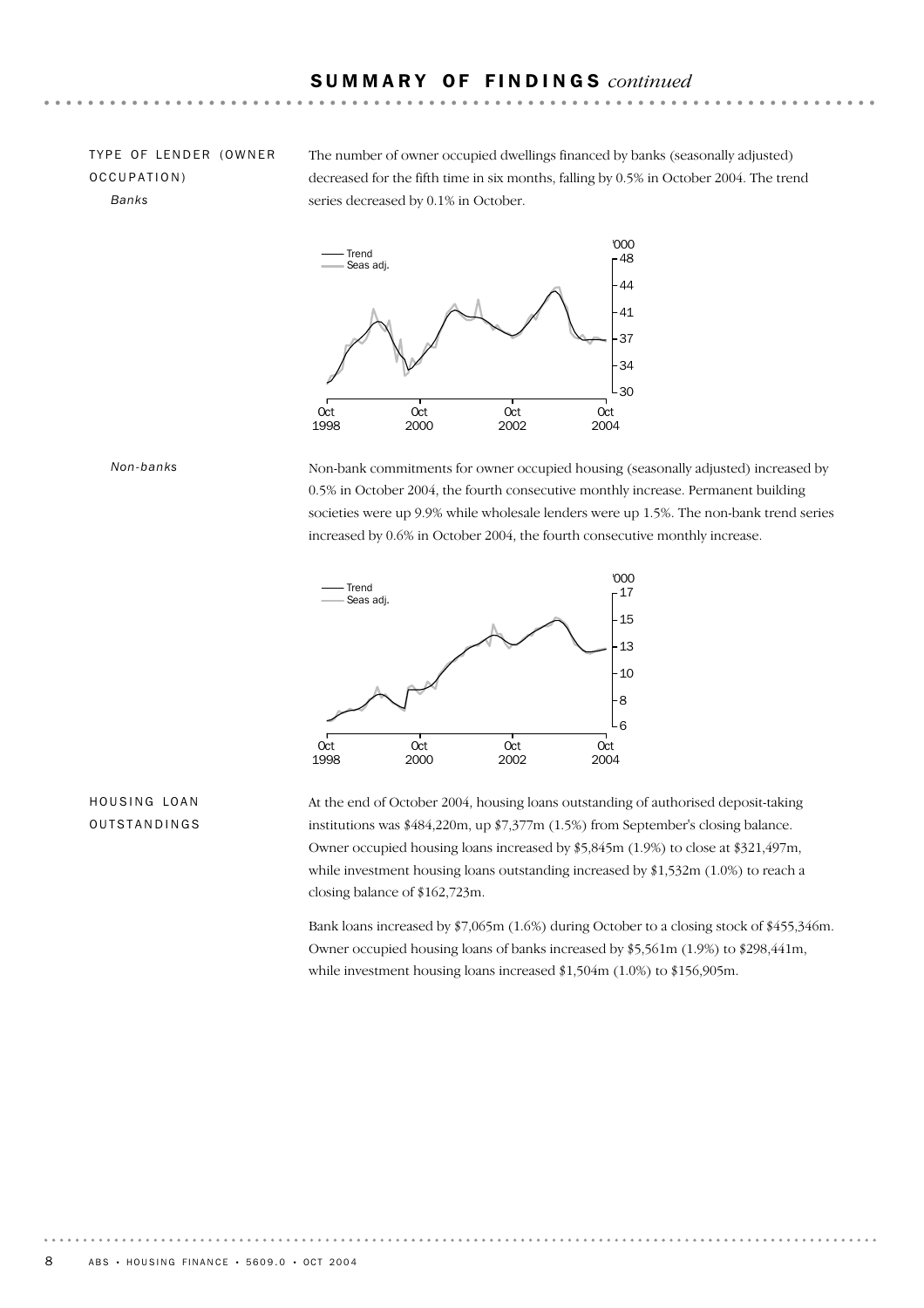## SUMMARY OF FINDINGS *continued*

### TYPE OF LENDER (OWNER OCCUPATION)

*Banks*

The number of owner occupied dwellings financed by banks (seasonally adjusted) decreased for the fifth time in six months, falling by 0.5% in October 2004. The trend series decreased by 0.1% in October.

*Non-banks*

Non-bank commitments for owner occupied housing (seasonally adjusted) increased by 0.5% in October 2004, the fourth consecutive monthly increase. Permanent building societies were up 9.9% while wholesale lenders were up 1.5%. The non-bank trend series increased by 0.6% in October 2004, the fourth consecutive monthly increase.

### HOUSING LOAN OUTSTANDINGS

At the end of October 2004, housing loans outstanding of authorised deposit-taking institutions was $484,220m, up $7,377m (1.5%) from September's closing balance. Owner occupied housing loans increased by $5,845m (1.9%) to close at $321,497m, while investment housing loans outstanding increased by $1,532m (1.0%) to reach a closing balance of $162,723m.

Bank loans increased by $7,065m (1.6%) during October to a closing stock of $455,346m. Owner occupied housing loans of banks increased by $5,561m (1.9%) to $298,441m, while investment housing loans increased $1,504m (1.0%) to $156,905m.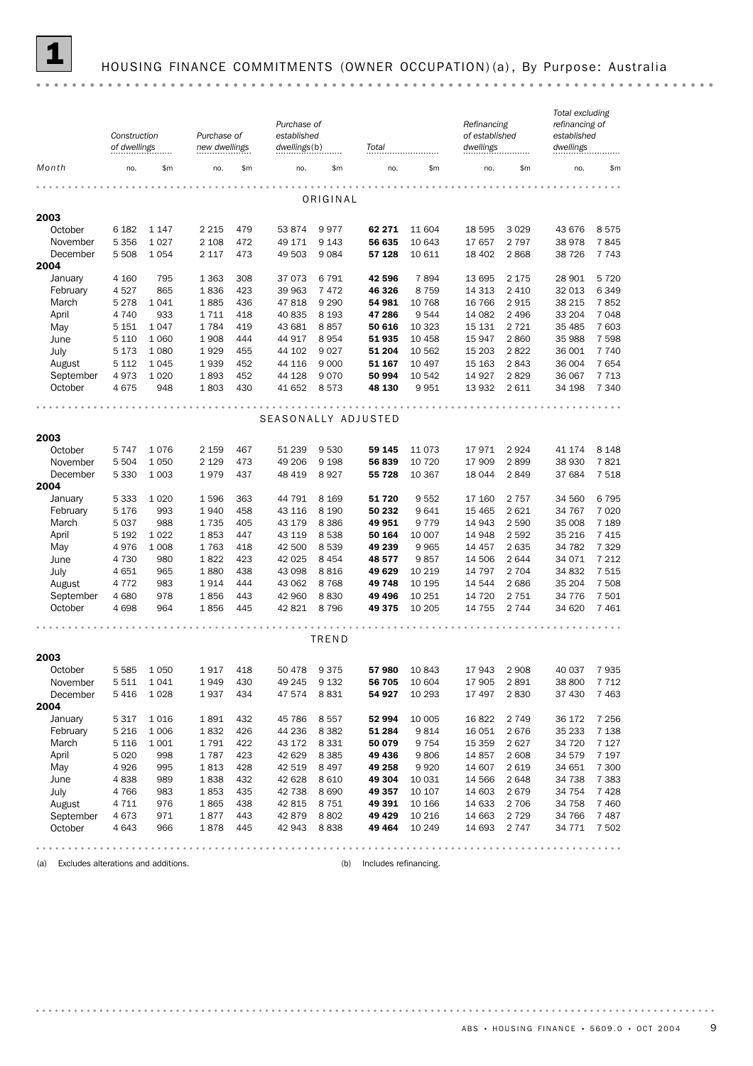# 1 HOUSING FINANCE COMMITMENTS (OWNER OCCUPATION)(a), By Purpose: Australia

| Month | Construction of dwellings | | Purchase of new dwellings | | Purchase of established dwellings(b) | | Total | | Refinancing of established dwellings | | Total excluding refinancing of established dwellings | |
|---|---|---|---|---|---|---|---|---|---|---|---|---|
| | no. | $m | no. | $m | no. | $m | no. | $m | no. | $m | no. | $m |
| **ORIGINAL** | | | | | | | | | | | | |
| **2003** | | | | | | | | | | | | |
| October | 6 182 | 1 147 | 2 215 | 479 | 53 874 | 9 977 | **62 271** | 11 604 | 18 595 | 3 029 | 43 676 | 8 575 |
| November | 5 356 | 1 027 | 2 108 | 472 | 49 171 | 9 143 | **56 635** | 10 643 | 17 657 | 2 797 | 38 978 | 7 845 |
| December | 5 508 | 1 054 | 2 117 | 473 | 49 503 | 9 084 | **57 128** | 10 611 | 18 402 | 2 868 | 38 726 | 7 743 |
| **2004** | | | | | | | | | | | | |
| January | 4 160 | 795 | 1 363 | 308 | 37 073 | 6 791 | **42 596** | 7 894 | 13 695 | 2 175 | 28 901 | 5 720 |
| February | 4 527 | 865 | 1 836 | 423 | 39 963 | 7 472 | **46 326** | 8 759 | 14 313 | 2 410 | 32 013 | 6 349 |
| March | 5 278 | 1 041 | 1 885 | 436 | 47 818 | 9 290 | **54 981** | 10 768 | 16 766 | 2 915 | 38 215 | 7 852 |
| April | 4 740 | 933 | 1 711 | 418 | 40 835 | 8 193 | **47 286** | 9 544 | 14 082 | 2 496 | 33 204 | 7 048 |
| May | 5 151 | 1 047 | 1 784 | 419 | 43 681 | 8 857 | **50 616** | 10 323 | 15 131 | 2 721 | 35 485 | 7 603 |
| June | 5 110 | 1 060 | 1 908 | 444 | 44 917 | 8 954 | **51 935** | 10 458 | 15 947 | 2 860 | 35 988 | 7 598 |
| July | 5 173 | 1 080 | 1 929 | 455 | 44 102 | 9 027 | **51 204** | 10 562 | 15 203 | 2 822 | 36 001 | 7 740 |
| August | 5 112 | 1 045 | 1 939 | 452 | 44 116 | 9 000 | **51 167** | 10 497 | 15 163 | 2 843 | 36 004 | 7 654 |
| September | 4 973 | 1 020 | 1 893 | 452 | 44 128 | 9 070 | **50 994** | 10 542 | 14 927 | 2 829 | 36 067 | 7 713 |
| October | 4 675 | 948 | 1 803 | 430 | 41 652 | 8 573 | **48 130** | 9 951 | 13 932 | 2 611 | 34 198 | 7 340 |
| **SEASONALLY ADJUSTED** | | | | | | | | | | | | |
| **2003** | | | | | | | | | | | | |
| October | 5 747 | 1 076 | 2 159 | 467 | 51 239 | 9 530 | **59 145** | 11 073 | 17 971 | 2 924 | 41 174 | 8 148 |
| November | 5 504 | 1 050 | 2 129 | 473 | 49 206 | 9 198 | **56 839** | 10 720 | 17 909 | 2 899 | 38 930 | 7 821 |
| December | 5 330 | 1 003 | 1 979 | 437 | 48 419 | 8 927 | **55 728** | 10 367 | 18 044 | 2 849 | 37 684 | 7 518 |
| **2004** | | | | | | | | | | | | |
| January | 5 333 | 1 020 | 1 596 | 363 | 44 791 | 8 169 | **51 720** | 9 552 | 17 160 | 2 757 | 34 560 | 6 795 |
| February | 5 176 | 993 | 1 940 | 458 | 43 116 | 8 190 | **50 232** | 9 641 | 15 465 | 2 621 | 34 767 | 7 020 |
| March | 5 037 | 988 | 1 735 | 405 | 43 179 | 8 386 | **49 951** | 9 779 | 14 943 | 2 590 | 35 008 | 7 189 |
| April | 5 192 | 1 022 | 1 853 | 447 | 43 119 | 8 538 | **50 164** | 10 007 | 14 948 | 2 592 | 35 216 | 7 415 |
| May | 4 976 | 1 008 | 1 763 | 418 | 42 500 | 8 539 | **49 239** | 9 965 | 14 457 | 2 635 | 34 782 | 7 329 |
| June | 4 730 | 980 | 1 822 | 423 | 42 025 | 8 454 | **48 577** | 9 857 | 14 506 | 2 644 | 34 071 | 7 212 |
| July | 4 651 | 965 | 1 880 | 438 | 43 098 | 8 816 | **49 629** | 10 219 | 14 797 | 2 704 | 34 832 | 7 515 |
| August | 4 772 | 983 | 1 914 | 444 | 43 062 | 8 768 | **49 748** | 10 195 | 14 544 | 2 686 | 35 204 | 7 508 |
| September | 4 680 | 978 | 1 856 | 443 | 42 960 | 8 830 | **49 496** | 10 251 | 14 720 | 2 751 | 34 776 | 7 501 |
| October | 4 698 | 964 | 1 856 | 445 | 42 821 | 8 796 | **49 375** | 10 205 | 14 755 | 2 744 | 34 620 | 7 461 |
| **TREND** | | | | | | | | | | | | |
| **2003** | | | | | | | | | | | | |
| October | 5 585 | 1 050 | 1 917 | 418 | 50 478 | 9 375 | **57 980** | 10 843 | 17 943 | 2 908 | 40 037 | 7 935 |
| November | 5 511 | 1 041 | 1 949 | 430 | 49 245 | 9 132 | **56 705** | 10 604 | 17 905 | 2 891 | 38 800 | 7 712 |
| December | 5 416 | 1 028 | 1 937 | 434 | 47 574 | 8 831 | **54 927** | 10 293 | 17 497 | 2 830 | 37 430 | 7 463 |
| **2004** | | | | | | | | | | | | |
| January | 5 317 | 1 016 | 1 891 | 432 | 45 786 | 8 557 | **52 994** | 10 005 | 16 822 | 2 749 | 36 172 | 7 256 |
| February | 5 216 | 1 006 | 1 832 | 426 | 44 236 | 8 382 | **51 284** | 9 814 | 16 051 | 2 676 | 35 233 | 7 138 |
| March | 5 116 | 1 001 | 1 791 | 422 | 43 172 | 8 331 | **50 079** | 9 754 | 15 359 | 2 627 | 34 720 | 7 127 |
| April | 5 020 | 998 | 1 787 | 423 | 42 629 | 8 385 | **49 436** | 9 806 | 14 857 | 2 608 | 34 579 | 7 197 |
| May | 4 926 | 995 | 1 813 | 428 | 42 519 | 8 497 | **49 258** | 9 920 | 14 607 | 2 619 | 34 651 | 7 300 |
| June | 4 838 | 989 | 1 838 | 432 | 42 628 | 8 610 | **49 304** | 10 031 | 14 566 | 2 648 | 34 738 | 7 383 |
| July | 4 766 | 983 | 1 853 | 435 | 42 738 | 8 690 | **49 357** | 10 107 | 14 603 | 2 679 | 34 754 | 7 428 |
| August | 4 711 | 976 | 1 865 | 438 | 42 815 | 8 751 | **49 391** | 10 166 | 14 633 | 2 706 | 34 758 | 7 460 |
| September | 4 673 | 971 | 1 877 | 443 | 42 879 | 8 802 | **49 429** | 10 216 | 14 663 | 2 729 | 34 766 | 7 487 |
| October | 4 643 | 966 | 1 878 | 445 | 42 943 | 8 838 | **49 464** | 10 249 | 14 693 | 2 747 | 34 771 | 7 502 |

(a) Excludes alterations and additions.

(b) Includes refinancing.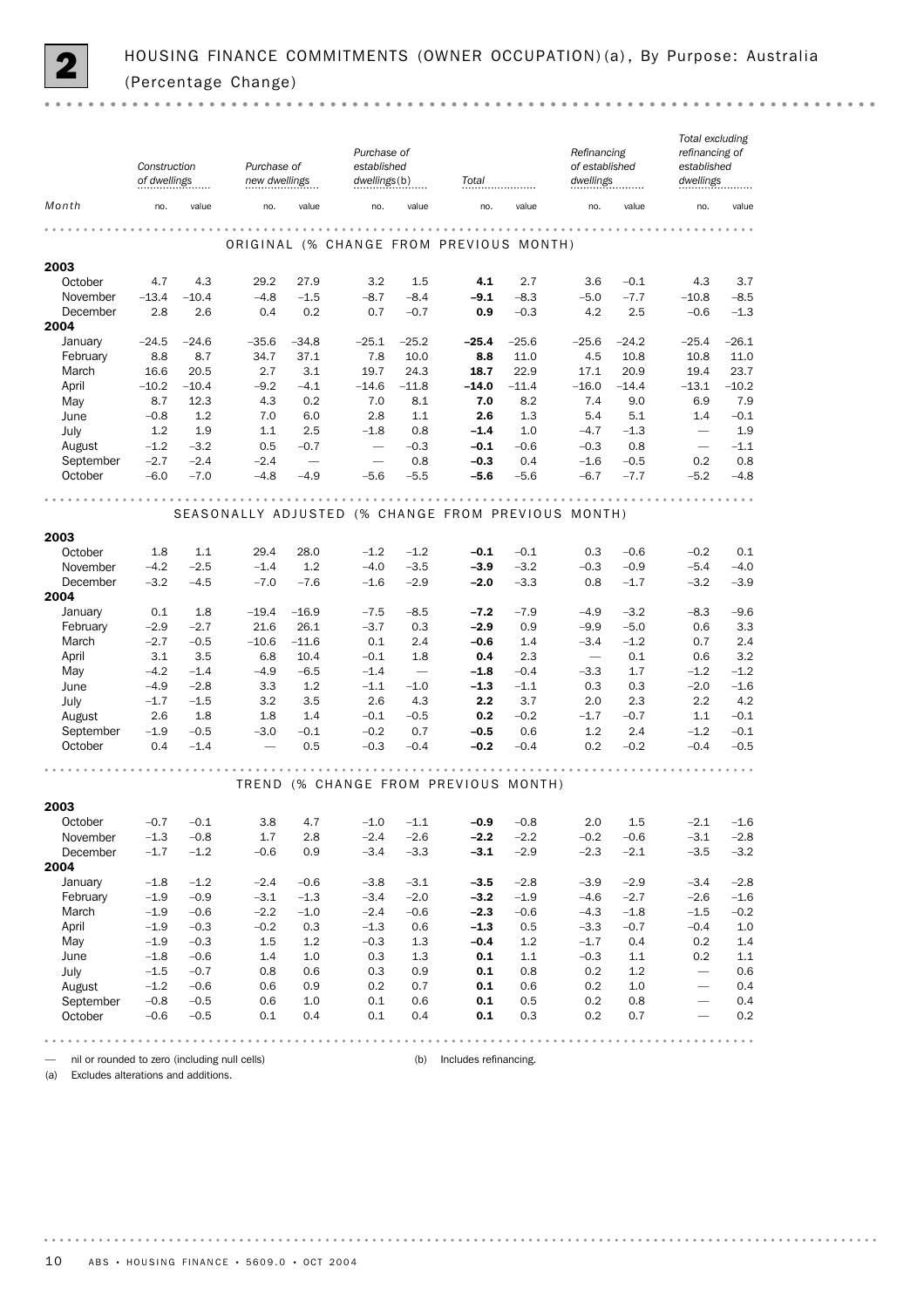## 2 HOUSING FINANCE COMMITMENTS (OWNER OCCUPATION)(a), By Purpose: Australia (Percentage Change)

| Month | Construction of dwellings | | Purchase of new dwellings | | Purchase of established dwellings(b) | | Total | | Refinancing of established dwellings | | Total excluding refinancing of established dwellings | |
|---|---|---|---|---|---|---|---|---|---|---|---|---|
| | no. | value | no. | value | no. | value | no. | value | no. | value | no. | value |
| **ORIGINAL (% CHANGE FROM PREVIOUS MONTH)** | | | | | | | | | | | | |
| **2003** | | | | | | | | | | | | |
| October | 4.7 | 4.3 | 29.2 | 27.9 | 3.2 | 1.5 | **4.1** | 2.7 | 3.6 | –0.1 | 4.3 | 3.7 |
| November | –13.4 | –10.4 | –4.8 | –1.5 | –8.7 | –8.4 | **–9.1** | –8.3 | –5.0 | –7.7 | –10.8 | –8.5 |
| December | 2.8 | 2.6 | 0.4 | 0.2 | 0.7 | –0.7 | **0.9** | –0.3 | 4.2 | 2.5 | –0.6 | –1.3 |
| **2004** | | | | | | | | | | | | |
| January | –24.5 | –24.6 | –35.6 | –34.8 | –25.1 | –25.2 | **–25.4** | –25.6 | –25.6 | –24.2 | –25.4 | –26.1 |
| February | 8.8 | 8.7 | 34.7 | 37.1 | 7.8 | 10.0 | **8.8** | 11.0 | 4.5 | 10.8 | 10.8 | 11.0 |
| March | 16.6 | 20.5 | 2.7 | 3.1 | 19.7 | 24.3 | **18.7** | 22.9 | 17.1 | 20.9 | 19.4 | 23.7 |
| April | –10.2 | –10.4 | –9.2 | –4.1 | –14.6 | –11.8 | **–14.0** | –11.4 | –16.0 | –14.4 | –13.1 | –10.2 |
| May | 8.7 | 12.3 | 4.3 | 0.2 | 7.0 | 8.1 | **7.0** | 8.2 | 7.4 | 9.0 | 6.9 | 7.9 |
| June | –0.8 | 1.2 | 7.0 | 6.0 | 2.8 | 1.1 | **2.6** | 1.3 | 5.4 | 5.1 | 1.4 | –0.1 |
| July | 1.2 | 1.9 | 1.1 | 2.5 | –1.8 | 0.8 | **–1.4** | 1.0 | –4.7 | –1.3 | — | 1.9 |
| August | –1.2 | –3.2 | 0.5 | –0.7 | — | –0.3 | **–0.1** | –0.6 | –0.3 | 0.8 | — | –1.1 |
| September | –2.7 | –2.4 | –2.4 | — | — | 0.8 | **–0.3** | 0.4 | –1.6 | –0.5 | 0.2 | 0.8 |
| October | –6.0 | –7.0 | –4.8 | –4.9 | –5.6 | –5.5 | **–5.6** | –5.6 | –6.7 | –7.7 | –5.2 | –4.8 |
| **SEASONALLY ADJUSTED (% CHANGE FROM PREVIOUS MONTH)** | | | | | | | | | | | | |
| **2003** | | | | | | | | | | | | |
| October | 1.8 | 1.1 | 29.4 | 28.0 | –1.2 | –1.2 | **–0.1** | –0.1 | 0.3 | –0.6 | –0.2 | 0.1 |
| November | –4.2 | –2.5 | –1.4 | 1.2 | –4.0 | –3.5 | **–3.9** | –3.2 | –0.3 | –0.9 | –5.4 | –4.0 |
| December | –3.2 | –4.5 | –7.0 | –7.6 | –1.6 | –2.9 | **–2.0** | –3.3 | 0.8 | –1.7 | –3.2 | –3.9 |
| **2004** | | | | | | | | | | | | |
| January | 0.1 | 1.8 | –19.4 | –16.9 | –7.5 | –8.5 | **–7.2** | –7.9 | –4.9 | –3.2 | –8.3 | –9.6 |
| February | –2.9 | –2.7 | 21.6 | 26.1 | –3.7 | 0.3 | **–2.9** | 0.9 | –9.9 | –5.0 | 0.6 | 3.3 |
| March | –2.7 | –0.5 | –10.6 | –11.6 | 0.1 | 2.4 | **–0.6** | 1.4 | –3.4 | –1.2 | 0.7 | 2.4 |
| April | 3.1 | 3.5 | 6.8 | 10.4 | –0.1 | 1.8 | **0.4** | 2.3 | — | 0.1 | 0.6 | 3.2 |
| May | –4.2 | –1.4 | –4.9 | –6.5 | –1.4 | — | **–1.8** | –0.4 | –3.3 | 1.7 | –1.2 | –1.2 |
| June | –4.9 | –2.8 | 3.3 | 1.2 | –1.1 | –1.0 | **–1.3** | –1.1 | 0.3 | 0.3 | –2.0 | –1.6 |
| July | –1.7 | –1.5 | 3.2 | 3.5 | 2.6 | 4.3 | **2.2** | 3.7 | 2.0 | 2.3 | 2.2 | 4.2 |
| August | 2.6 | 1.8 | 1.8 | 1.4 | –0.1 | –0.5 | **0.2** | –0.2 | –1.7 | –0.7 | 1.1 | –0.1 |
| September | –1.9 | –0.5 | –3.0 | –0.1 | –0.2 | 0.7 | **–0.5** | 0.6 | 1.2 | 2.4 | –1.2 | –0.1 |
| October | 0.4 | –1.4 | — | 0.5 | –0.3 | –0.4 | **–0.2** | –0.4 | 0.2 | –0.2 | –0.4 | –0.5 |
| **TREND (% CHANGE FROM PREVIOUS MONTH)** | | | | | | | | | | | | |
| **2003** | | | | | | | | | | | | |
| October | –0.7 | –0.1 | 3.8 | 4.7 | –1.0 | –1.1 | **–0.9** | –0.8 | 2.0 | 1.5 | –2.1 | –1.6 |
| November | –1.3 | –0.8 | 1.7 | 2.8 | –2.4 | –2.6 | **–2.2** | –2.2 | –0.2 | –0.6 | –3.1 | –2.8 |
| December | –1.7 | –1.2 | –0.6 | 0.9 | –3.4 | –3.3 | **–3.1** | –2.9 | –2.3 | –2.1 | –3.5 | –3.2 |
| **2004** | | | | | | | | | | | | |
| January | –1.8 | –1.2 | –2.4 | –0.6 | –3.8 | –3.1 | **–3.5** | –2.8 | –3.9 | –2.9 | –3.4 | –2.8 |
| February | –1.9 | –0.9 | –3.1 | –1.3 | –3.4 | –2.0 | **–3.2** | –1.9 | –4.6 | –2.7 | –2.6 | –1.6 |
| March | –1.9 | –0.6 | –2.2 | –1.0 | –2.4 | –0.6 | **–2.3** | –0.6 | –4.3 | –1.8 | –1.5 | –0.2 |
| April | –1.9 | –0.3 | –0.2 | 0.3 | –1.3 | 0.6 | **–1.3** | 0.5 | –3.3 | –0.7 | –0.4 | 1.0 |
| May | –1.9 | –0.3 | 1.5 | 1.2 | –0.3 | 1.3 | **–0.4** | 1.2 | –1.7 | 0.4 | 0.2 | 1.4 |
| June | –1.8 | –0.6 | 1.4 | 1.0 | 0.3 | 1.3 | **0.1** | 1.1 | –0.3 | 1.1 | 0.2 | 1.1 |
| July | –1.5 | –0.7 | 0.8 | 0.6 | 0.3 | 0.9 | **0.1** | 0.8 | 0.2 | 1.2 | — | 0.6 |
| August | –1.2 | –0.6 | 0.6 | 0.9 | 0.2 | 0.7 | **0.1** | 0.6 | 0.2 | 1.0 | — | 0.4 |
| September | –0.8 | –0.5 | 0.6 | 1.0 | 0.1 | 0.6 | **0.1** | 0.5 | 0.2 | 0.8 | — | 0.4 |
| October | –0.6 | –0.5 | 0.1 | 0.4 | 0.1 | 0.4 | **0.1** | 0.3 | 0.2 | 0.7 | — | 0.2 |

— nil or rounded to zero (including null cells)

(a) Excludes alterations and additions.

(b) Includes refinancing.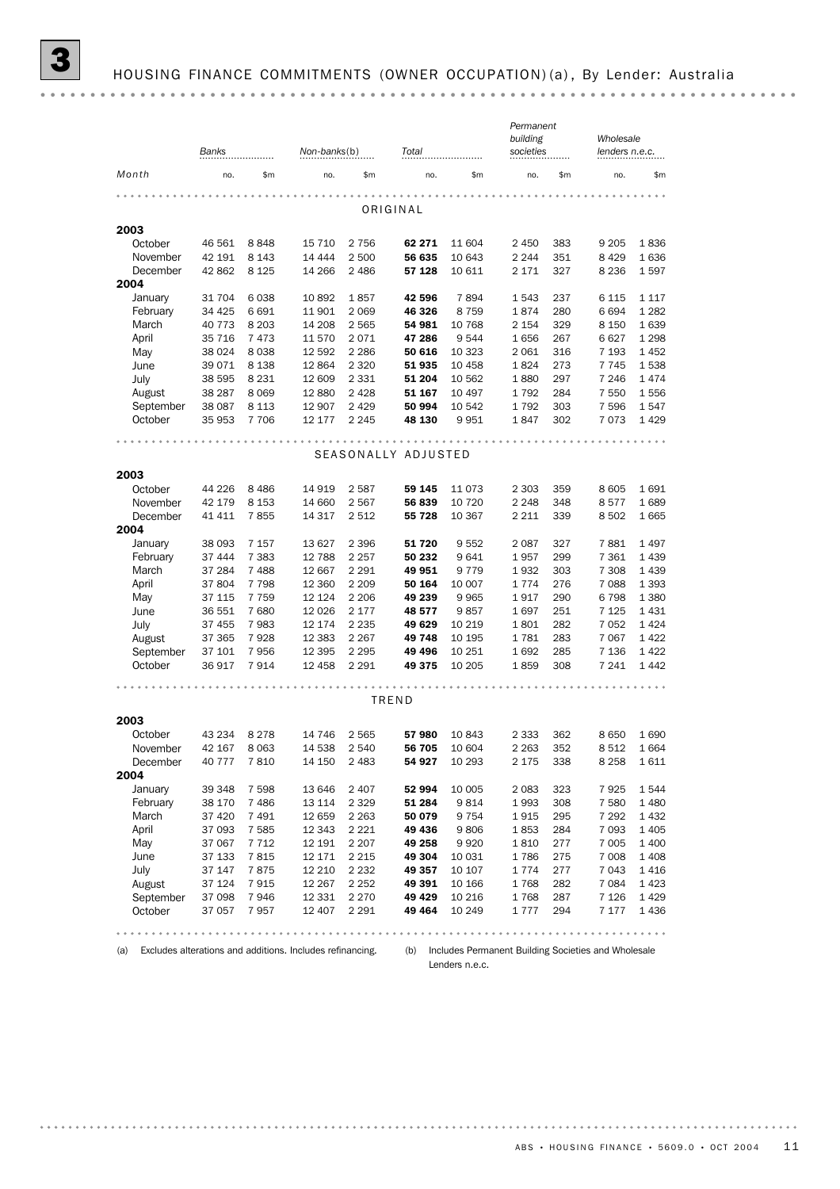# 3 HOUSING FINANCE COMMITMENTS (OWNER OCCUPATION)(a), By Lender: Australia

| Month | Banks | | Non-banks(b) | | Total | | Permanent building societies | | Wholesale lenders n.e.c. | |
|---|---|---|---|---|---|---|---|---|---|---|
| | no. | $m | no. | $m | no. | $m | no. | $m | no. | $m |
| **ORIGINAL** | | | | | | | | | | |
| **2003** | | | | | | | | | | |
| October | 46 561 | 8 848 | 15 710 | 2 756 | **62 271** | 11 604 | 2 450 | 383 | 9 205 | 1 836 |
| November | 42 191 | 8 143 | 14 444 | 2 500 | **56 635** | 10 643 | 2 244 | 351 | 8 429 | 1 636 |
| December | 42 862 | 8 125 | 14 266 | 2 486 | **57 128** | 10 611 | 2 171 | 327 | 8 236 | 1 597 |
| **2004** | | | | | | | | | | |
| January | 31 704 | 6 038 | 10 892 | 1 857 | **42 596** | 7 894 | 1 543 | 237 | 6 115 | 1 117 |
| February | 34 425 | 6 691 | 11 901 | 2 069 | **46 326** | 8 759 | 1 874 | 280 | 6 694 | 1 282 |
| March | 40 773 | 8 203 | 14 208 | 2 565 | **54 981** | 10 768 | 2 154 | 329 | 8 150 | 1 639 |
| April | 35 716 | 7 473 | 11 570 | 2 071 | **47 286** | 9 544 | 1 656 | 267 | 6 627 | 1 298 |
| May | 38 024 | 8 038 | 12 592 | 2 286 | **50 616** | 10 323 | 2 061 | 316 | 7 193 | 1 452 |
| June | 39 071 | 8 138 | 12 864 | 2 320 | **51 935** | 10 458 | 1 824 | 273 | 7 745 | 1 538 |
| July | 38 595 | 8 231 | 12 609 | 2 331 | **51 204** | 10 562 | 1 880 | 297 | 7 246 | 1 474 |
| August | 38 287 | 8 069 | 12 880 | 2 428 | **51 167** | 10 497 | 1 792 | 284 | 7 550 | 1 556 |
| September | 38 087 | 8 113 | 12 907 | 2 429 | **50 994** | 10 542 | 1 792 | 303 | 7 596 | 1 547 |
| October | 35 953 | 7 706 | 12 177 | 2 245 | **48 130** | 9 951 | 1 847 | 302 | 7 073 | 1 429 |
| **SEASONALLY ADJUSTED** | | | | | | | | | | |
| **2003** | | | | | | | | | | |
| October | 44 226 | 8 486 | 14 919 | 2 587 | **59 145** | 11 073 | 2 303 | 359 | 8 605 | 1 691 |
| November | 42 179 | 8 153 | 14 660 | 2 567 | **56 839** | 10 720 | 2 248 | 348 | 8 577 | 1 689 |
| December | 41 411 | 7 855 | 14 317 | 2 512 | **55 728** | 10 367 | 2 211 | 339 | 8 502 | 1 665 |
| **2004** | | | | | | | | | | |
| January | 38 093 | 7 157 | 13 627 | 2 396 | **51 720** | 9 552 | 2 087 | 327 | 7 881 | 1 497 |
| February | 37 444 | 7 383 | 12 788 | 2 257 | **50 232** | 9 641 | 1 957 | 299 | 7 361 | 1 439 |
| March | 37 284 | 7 488 | 12 667 | 2 291 | **49 951** | 9 779 | 1 932 | 303 | 7 308 | 1 439 |
| April | 37 804 | 7 798 | 12 360 | 2 209 | **50 164** | 10 007 | 1 774 | 276 | 7 088 | 1 393 |
| May | 37 115 | 7 759 | 12 124 | 2 206 | **49 239** | 9 965 | 1 917 | 290 | 6 798 | 1 380 |
| June | 36 551 | 7 680 | 12 026 | 2 177 | **48 577** | 9 857 | 1 697 | 251 | 7 125 | 1 431 |
| July | 37 455 | 7 983 | 12 174 | 2 235 | **49 629** | 10 219 | 1 801 | 282 | 7 052 | 1 424 |
| August | 37 365 | 7 928 | 12 383 | 2 267 | **49 748** | 10 195 | 1 781 | 283 | 7 067 | 1 422 |
| September | 37 101 | 7 956 | 12 395 | 2 295 | **49 496** | 10 251 | 1 692 | 285 | 7 136 | 1 422 |
| October | 36 917 | 7 914 | 12 458 | 2 291 | **49 375** | 10 205 | 1 859 | 308 | 7 241 | 1 442 |
| **TREND** | | | | | | | | | | |
| **2003** | | | | | | | | | | |
| October | 43 234 | 8 278 | 14 746 | 2 565 | **57 980** | 10 843 | 2 333 | 362 | 8 650 | 1 690 |
| November | 42 167 | 8 063 | 14 538 | 2 540 | **56 705** | 10 604 | 2 263 | 352 | 8 512 | 1 664 |
| December | 40 777 | 7 810 | 14 150 | 2 483 | **54 927** | 10 293 | 2 175 | 338 | 8 258 | 1 611 |
| **2004** | | | | | | | | | | |
| January | 39 348 | 7 598 | 13 646 | 2 407 | **52 994** | 10 005 | 2 083 | 323 | 7 925 | 1 544 |
| February | 38 170 | 7 486 | 13 114 | 2 329 | **51 284** | 9 814 | 1 993 | 308 | 7 580 | 1 480 |
| March | 37 420 | 7 491 | 12 659 | 2 263 | **50 079** | 9 754 | 1 915 | 295 | 7 292 | 1 432 |
| April | 37 093 | 7 585 | 12 343 | 2 221 | **49 436** | 9 806 | 1 853 | 284 | 7 093 | 1 405 |
| May | 37 067 | 7 712 | 12 191 | 2 207 | **49 258** | 9 920 | 1 810 | 277 | 7 005 | 1 400 |
| June | 37 133 | 7 815 | 12 171 | 2 215 | **49 304** | 10 031 | 1 786 | 275 | 7 008 | 1 408 |
| July | 37 147 | 7 875 | 12 210 | 2 232 | **49 357** | 10 107 | 1 774 | 277 | 7 043 | 1 416 |
| August | 37 124 | 7 915 | 12 267 | 2 252 | **49 391** | 10 166 | 1 768 | 282 | 7 084 | 1 423 |
| September | 37 098 | 7 946 | 12 331 | 2 270 | **49 429** | 10 216 | 1 768 | 287 | 7 126 | 1 429 |
| October | 37 057 | 7 957 | 12 407 | 2 291 | **49 464** | 10 249 | 1 777 | 294 | 7 177 | 1 436 |

(a) Excludes alterations and additions. Includes refinancing.

(b) Includes Permanent Building Societies and Wholesale Lenders n.e.c.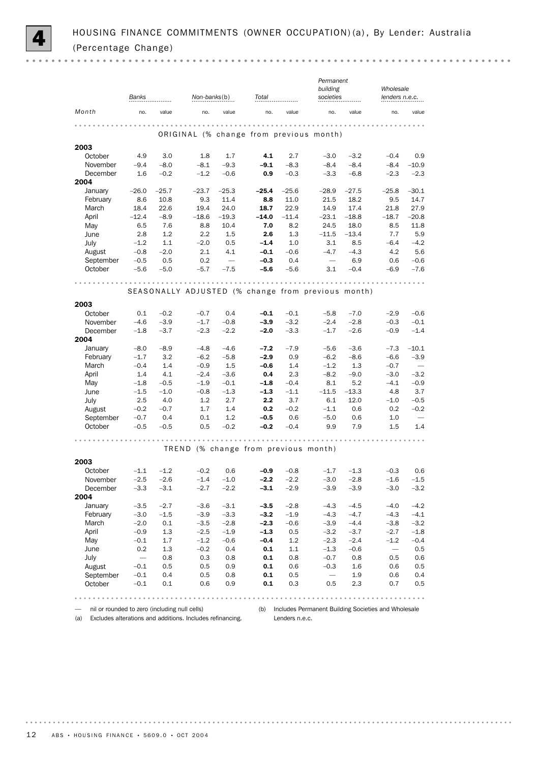# 4 HOUSING FINANCE COMMITMENTS (OWNER OCCUPATION)(a), By Lender: Australia (Percentage Change)

| Month | Banks | | Non-banks(b) | | Total | | Permanent building societies | | Wholesale lenders n.e.c. | |
|---|---|---|---|---|---|---|---|---|---|---|
| | no. | value | no. | value | no. | value | no. | value | no. | value |
| **ORIGINAL (% change from previous month)** | | | | | | | | | | |
| **2003** | | | | | | | | | | |
| October | 4.9 | 3.0 | 1.8 | 1.7 | **4.1** | 2.7 | –3.0 | –3.2 | –0.4 | 0.9 |
| November | –9.4 | –8.0 | –8.1 | –9.3 | **–9.1** | –8.3 | –8.4 | –8.4 | –8.4 | –10.9 |
| December | 1.6 | –0.2 | –1.2 | –0.6 | **0.9** | –0.3 | –3.3 | –6.8 | –2.3 | –2.3 |
| **2004** | | | | | | | | | | |
| January | –26.0 | –25.7 | –23.7 | –25.3 | **–25.4** | –25.6 | –28.9 | –27.5 | –25.8 | –30.1 |
| February | 8.6 | 10.8 | 9.3 | 11.4 | **8.8** | 11.0 | 21.5 | 18.2 | 9.5 | 14.7 |
| March | 18.4 | 22.6 | 19.4 | 24.0 | **18.7** | 22.9 | 14.9 | 17.4 | 21.8 | 27.9 |
| April | –12.4 | –8.9 | –18.6 | –19.3 | **–14.0** | –11.4 | –23.1 | –18.8 | –18.7 | –20.8 |
| May | 6.5 | 7.6 | 8.8 | 10.4 | **7.0** | 8.2 | 24.5 | 18.0 | 8.5 | 11.8 |
| June | 2.8 | 1.2 | 2.2 | 1.5 | **2.6** | 1.3 | –11.5 | –13.4 | 7.7 | 5.9 |
| July | –1.2 | 1.1 | –2.0 | 0.5 | **–1.4** | 1.0 | 3.1 | 8.5 | –6.4 | –4.2 |
| August | –0.8 | –2.0 | 2.1 | 4.1 | **–0.1** | –0.6 | –4.7 | –4.3 | 4.2 | 5.6 |
| September | –0.5 | 0.5 | 0.2 | — | **–0.3** | 0.4 | — | 6.9 | 0.6 | –0.6 |
| October | –5.6 | –5.0 | –5.7 | –7.5 | **–5.6** | –5.6 | 3.1 | –0.4 | –6.9 | –7.6 |
| **SEASONALLY ADJUSTED (% change from previous month)** | | | | | | | | | | |
| **2003** | | | | | | | | | | |
| October | 0.1 | –0.2 | –0.7 | 0.4 | **–0.1** | –0.1 | –5.8 | –7.0 | –2.9 | –0.6 |
| November | –4.6 | –3.9 | –1.7 | –0.8 | **–3.9** | –3.2 | –2.4 | –2.8 | –0.3 | –0.1 |
| December | –1.8 | –3.7 | –2.3 | –2.2 | **–2.0** | –3.3 | –1.7 | –2.6 | –0.9 | –1.4 |
| **2004** | | | | | | | | | | |
| January | –8.0 | –8.9 | –4.8 | –4.6 | **–7.2** | –7.9 | –5.6 | –3.6 | –7.3 | –10.1 |
| February | –1.7 | 3.2 | –6.2 | –5.8 | **–2.9** | 0.9 | –6.2 | –8.6 | –6.6 | –3.9 |
| March | –0.4 | 1.4 | –0.9 | 1.5 | **–0.6** | 1.4 | –1.2 | 1.3 | –0.7 | — |
| April | 1.4 | 4.1 | –2.4 | –3.6 | **0.4** | 2.3 | –8.2 | –9.0 | –3.0 | –3.2 |
| May | –1.8 | –0.5 | –1.9 | –0.1 | **–1.8** | –0.4 | 8.1 | 5.2 | –4.1 | –0.9 |
| June | –1.5 | –1.0 | –0.8 | –1.3 | **–1.3** | –1.1 | –11.5 | –13.3 | 4.8 | 3.7 |
| July | 2.5 | 4.0 | 1.2 | 2.7 | **2.2** | 3.7 | 6.1 | 12.0 | –1.0 | –0.5 |
| August | –0.2 | –0.7 | 1.7 | 1.4 | **0.2** | –0.2 | –1.1 | 0.6 | 0.2 | –0.2 |
| September | –0.7 | 0.4 | 0.1 | 1.2 | **–0.5** | 0.6 | –5.0 | 0.6 | 1.0 | — |
| October | –0.5 | –0.5 | 0.5 | –0.2 | **–0.2** | –0.4 | 9.9 | 7.9 | 1.5 | 1.4 |
| **TREND (% change from previous month)** | | | | | | | | | | |
| **2003** | | | | | | | | | | |
| October | –1.1 | –1.2 | –0.2 | 0.6 | **–0.9** | –0.8 | –1.7 | –1.3 | –0.3 | 0.6 |
| November | –2.5 | –2.6 | –1.4 | –1.0 | **–2.2** | –2.2 | –3.0 | –2.8 | –1.6 | –1.5 |
| December | –3.3 | –3.1 | –2.7 | –2.2 | **–3.1** | –2.9 | –3.9 | –3.9 | –3.0 | –3.2 |
| **2004** | | | | | | | | | | |
| January | –3.5 | –2.7 | –3.6 | –3.1 | **–3.5** | –2.8 | –4.3 | –4.5 | –4.0 | –4.2 |
| February | –3.0 | –1.5 | –3.9 | –3.3 | **–3.2** | –1.9 | –4.3 | –4.7 | –4.3 | –4.1 |
| March | –2.0 | 0.1 | –3.5 | –2.8 | **–2.3** | –0.6 | –3.9 | –4.4 | –3.8 | –3.2 |
| April | –0.9 | 1.3 | –2.5 | –1.9 | **–1.3** | 0.5 | –3.2 | –3.7 | –2.7 | –1.8 |
| May | –0.1 | 1.7 | –1.2 | –0.6 | **–0.4** | 1.2 | –2.3 | –2.4 | –1.2 | –0.4 |
| June | 0.2 | 1.3 | –0.2 | 0.4 | **0.1** | 1.1 | –1.3 | –0.6 | — | 0.5 |
| July | — | 0.8 | 0.3 | 0.8 | **0.1** | 0.8 | –0.7 | 0.8 | 0.5 | 0.6 |
| August | –0.1 | 0.5 | 0.5 | 0.9 | **0.1** | 0.6 | –0.3 | 1.6 | 0.6 | 0.5 |
| September | –0.1 | 0.4 | 0.5 | 0.8 | **0.1** | 0.5 | — | 1.9 | 0.6 | 0.4 |
| October | –0.1 | 0.1 | 0.6 | 0.9 | **0.1** | 0.3 | 0.5 | 2.3 | 0.7 | 0.5 |

— nil or rounded to zero (including null cells)

(a) Excludes alterations and additions. Includes refinancing.

(b) Includes Permanent Building Societies and Wholesale Lenders n.e.c.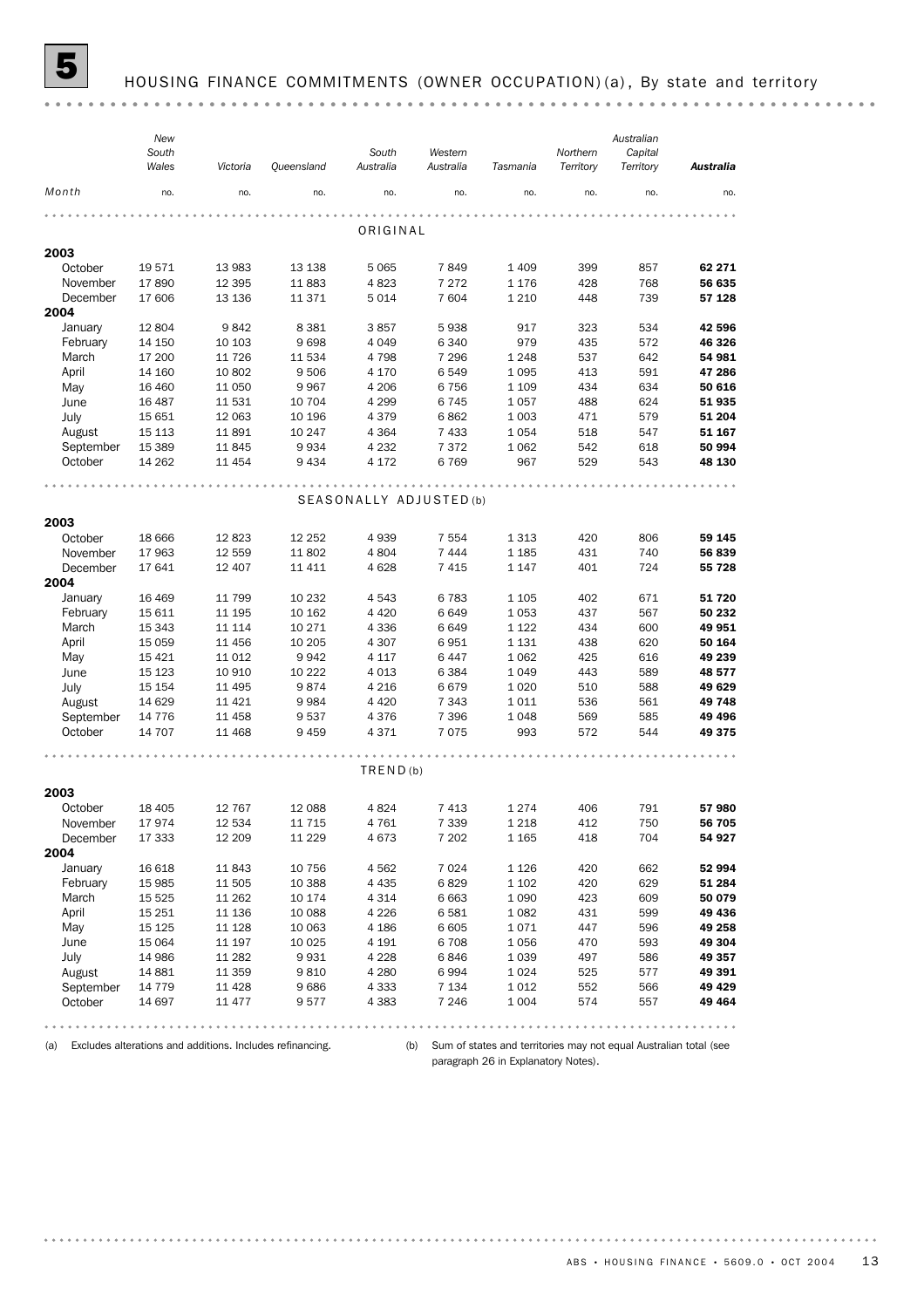# 5 HOUSING FINANCE COMMITMENTS (OWNER OCCUPATION) (a), By state and territory

| Month | New South Wales | Victoria | Queensland | South Australia | Western Australia | Tasmania | Northern Territory | Australian Capital Territory | **Australia** |
|---|---|---|---|---|---|---|---|---|---|
| | no. | no. | no. | no. | no. | no. | no. | no. | no. |
| ORIGINAL | | | | | | | | | |
| **2003** | | | | | | | | | |
| October | 19 571 | 13 983 | 13 138 | 5 065 | 7 849 | 1 409 | 399 | 857 | **62 271** |
| November | 17 890 | 12 395 | 11 883 | 4 823 | 7 272 | 1 176 | 428 | 768 | **56 635** |
| December | 17 606 | 13 136 | 11 371 | 5 014 | 7 604 | 1 210 | 448 | 739 | **57 128** |
| **2004** | | | | | | | | | |
| January | 12 804 | 9 842 | 8 381 | 3 857 | 5 938 | 917 | 323 | 534 | **42 596** |
| February | 14 150 | 10 103 | 9 698 | 4 049 | 6 340 | 979 | 435 | 572 | **46 326** |
| March | 17 200 | 11 726 | 11 534 | 4 798 | 7 296 | 1 248 | 537 | 642 | **54 981** |
| April | 14 160 | 10 802 | 9 506 | 4 170 | 6 549 | 1 095 | 413 | 591 | **47 286** |
| May | 16 460 | 11 050 | 9 967 | 4 206 | 6 756 | 1 109 | 434 | 634 | **50 616** |
| June | 16 487 | 11 531 | 10 704 | 4 299 | 6 745 | 1 057 | 488 | 624 | **51 935** |
| July | 15 651 | 12 063 | 10 196 | 4 379 | 6 862 | 1 003 | 471 | 579 | **51 204** |
| August | 15 113 | 11 891 | 10 247 | 4 364 | 7 433 | 1 054 | 518 | 547 | **51 167** |
| September | 15 389 | 11 845 | 9 934 | 4 232 | 7 372 | 1 062 | 542 | 618 | **50 994** |
| October | 14 262 | 11 454 | 9 434 | 4 172 | 6 769 | 967 | 529 | 543 | **48 130** |
| SEASONALLY ADJUSTED (b) | | | | | | | | | |
| **2003** | | | | | | | | | |
| October | 18 666 | 12 823 | 12 252 | 4 939 | 7 554 | 1 313 | 420 | 806 | **59 145** |
| November | 17 963 | 12 559 | 11 802 | 4 804 | 7 444 | 1 185 | 431 | 740 | **56 839** |
| December | 17 641 | 12 407 | 11 411 | 4 628 | 7 415 | 1 147 | 401 | 724 | **55 728** |
| **2004** | | | | | | | | | |
| January | 16 469 | 11 799 | 10 232 | 4 543 | 6 783 | 1 105 | 402 | 671 | **51 720** |
| February | 15 611 | 11 195 | 10 162 | 4 420 | 6 649 | 1 053 | 437 | 567 | **50 232** |
| March | 15 343 | 11 114 | 10 271 | 4 336 | 6 649 | 1 122 | 434 | 600 | **49 951** |
| April | 15 059 | 11 456 | 10 205 | 4 307 | 6 951 | 1 131 | 438 | 620 | **50 164** |
| May | 15 421 | 11 012 | 9 942 | 4 117 | 6 447 | 1 062 | 425 | 616 | **49 239** |
| June | 15 123 | 10 910 | 10 222 | 4 013 | 6 384 | 1 049 | 443 | 589 | **48 577** |
| July | 15 154 | 11 495 | 9 874 | 4 216 | 6 679 | 1 020 | 510 | 588 | **49 629** |
| August | 14 629 | 11 421 | 9 984 | 4 420 | 7 343 | 1 011 | 536 | 561 | **49 748** |
| September | 14 776 | 11 458 | 9 537 | 4 376 | 7 396 | 1 048 | 569 | 585 | **49 496** |
| October | 14 707 | 11 468 | 9 459 | 4 371 | 7 075 | 993 | 572 | 544 | **49 375** |
| TREND (b) | | | | | | | | | |
| **2003** | | | | | | | | | |
| October | 18 405 | 12 767 | 12 088 | 4 824 | 7 413 | 1 274 | 406 | 791 | **57 980** |
| November | 17 974 | 12 534 | 11 715 | 4 761 | 7 339 | 1 218 | 412 | 750 | **56 705** |
| December | 17 333 | 12 209 | 11 229 | 4 673 | 7 202 | 1 165 | 418 | 704 | **54 927** |
| **2004** | | | | | | | | | |
| January | 16 618 | 11 843 | 10 756 | 4 562 | 7 024 | 1 126 | 420 | 662 | **52 994** |
| February | 15 985 | 11 505 | 10 388 | 4 435 | 6 829 | 1 102 | 420 | 629 | **51 284** |
| March | 15 525 | 11 262 | 10 174 | 4 314 | 6 663 | 1 090 | 423 | 609 | **50 079** |
| April | 15 251 | 11 136 | 10 088 | 4 226 | 6 581 | 1 082 | 431 | 599 | **49 436** |
| May | 15 125 | 11 128 | 10 063 | 4 186 | 6 605 | 1 071 | 447 | 596 | **49 258** |
| June | 15 064 | 11 197 | 10 025 | 4 191 | 6 708 | 1 056 | 470 | 593 | **49 304** |
| July | 14 986 | 11 282 | 9 931 | 4 228 | 6 846 | 1 039 | 497 | 586 | **49 357** |
| August | 14 881 | 11 359 | 9 810 | 4 280 | 6 994 | 1 024 | 525 | 577 | **49 391** |
| September | 14 779 | 11 428 | 9 686 | 4 333 | 7 134 | 1 012 | 552 | 566 | **49 429** |
| October | 14 697 | 11 477 | 9 577 | 4 383 | 7 246 | 1 004 | 574 | 557 | **49 464** |

(a) Excludes alterations and additions. Includes refinancing.

(b) Sum of states and territories may not equal Australian total (see paragraph 26 in Explanatory Notes).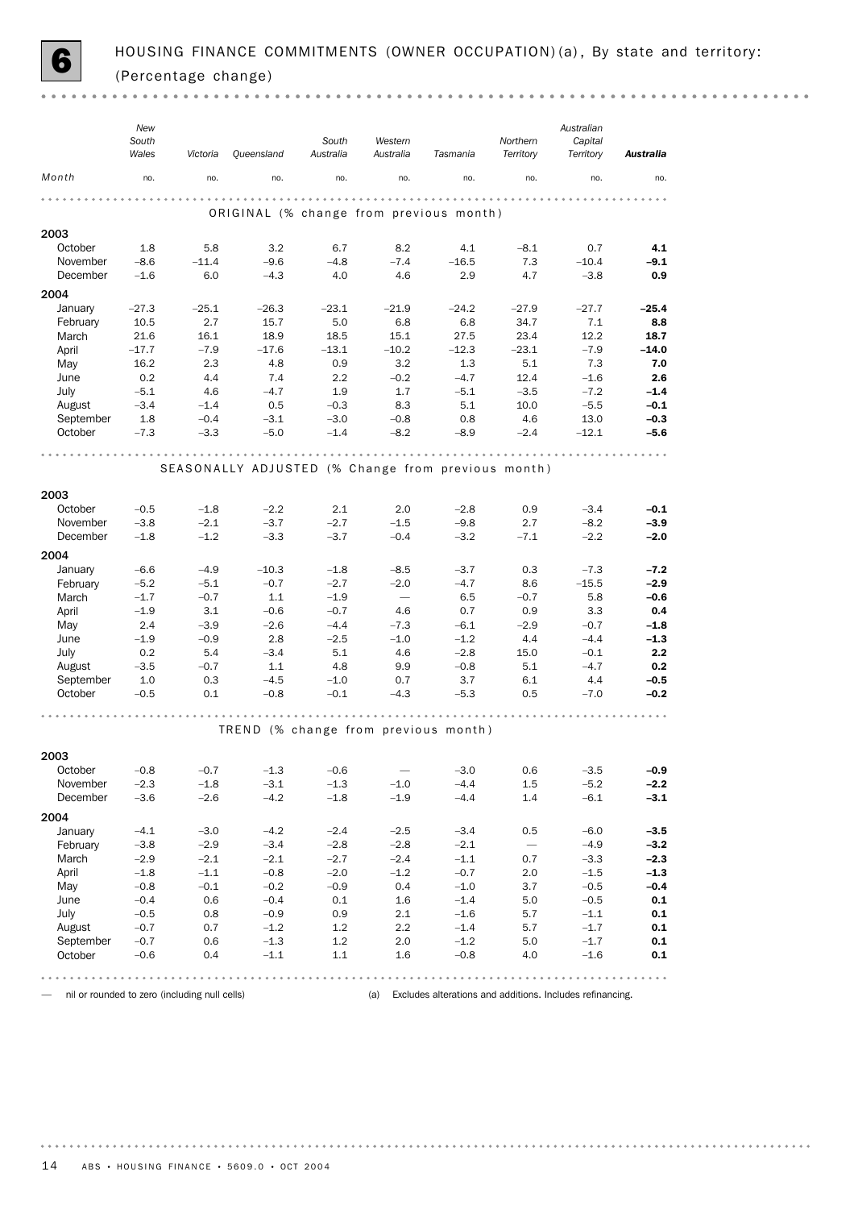# 6 HOUSING FINANCE COMMITMENTS (OWNER OCCUPATION)(a), By state and territory: (Percentage change)

| Month | New South Wales | Victoria | Queensland | South Australia | Western Australia | Tasmania | Northern Territory | Australian Capital Territory | **Australia** |
|---|---|---|---|---|---|---|---|---|---|
| | no. | no. | no. | no. | no. | no. | no. | no. | no. |
| **ORIGINAL (% change from previous month)** | | | | | | | | | |
| **2003** | | | | | | | | | |
| October | 1.8 | 5.8 | 3.2 | 6.7 | 8.2 | 4.1 | –8.1 | 0.7 | **4.1** |
| November | –8.6 | –11.4 | –9.6 | –4.8 | –7.4 | –16.5 | 7.3 | –10.4 | **–9.1** |
| December | –1.6 | 6.0 | –4.3 | 4.0 | 4.6 | 2.9 | 4.7 | –3.8 | **0.9** |
| **2004** | | | | | | | | | |
| January | –27.3 | –25.1 | –26.3 | –23.1 | –21.9 | –24.2 | –27.9 | –27.7 | **–25.4** |
| February | 10.5 | 2.7 | 15.7 | 5.0 | 6.8 | 6.8 | 34.7 | 7.1 | **8.8** |
| March | 21.6 | 16.1 | 18.9 | 18.5 | 15.1 | 27.5 | 23.4 | 12.2 | **18.7** |
| April | –17.7 | –7.9 | –17.6 | –13.1 | –10.2 | –12.3 | –23.1 | –7.9 | **–14.0** |
| May | 16.2 | 2.3 | 4.8 | 0.9 | 3.2 | 1.3 | 5.1 | 7.3 | **7.0** |
| June | 0.2 | 4.4 | 7.4 | 2.2 | –0.2 | –4.7 | 12.4 | –1.6 | **2.6** |
| July | –5.1 | 4.6 | –4.7 | 1.9 | 1.7 | –5.1 | –3.5 | –7.2 | **–1.4** |
| August | –3.4 | –1.4 | 0.5 | –0.3 | 8.3 | 5.1 | 10.0 | –5.5 | **–0.1** |
| September | 1.8 | –0.4 | –3.1 | –3.0 | –0.8 | 0.8 | 4.6 | 13.0 | **–0.3** |
| October | –7.3 | –3.3 | –5.0 | –1.4 | –8.2 | –8.9 | –2.4 | –12.1 | **–5.6** |
| **SEASONALLY ADJUSTED (% Change from previous month)** | | | | | | | | | |
| **2003** | | | | | | | | | |
| October | –0.5 | –1.8 | –2.2 | 2.1 | 2.0 | –2.8 | 0.9 | –3.4 | **–0.1** |
| November | –3.8 | –2.1 | –3.7 | –2.7 | –1.5 | –9.8 | 2.7 | –8.2 | **–3.9** |
| December | –1.8 | –1.2 | –3.3 | –3.7 | –0.4 | –3.2 | –7.1 | –2.2 | **–2.0** |
| **2004** | | | | | | | | | |
| January | –6.6 | –4.9 | –10.3 | –1.8 | –8.5 | –3.7 | 0.3 | –7.3 | **–7.2** |
| February | –5.2 | –5.1 | –0.7 | –2.7 | –2.0 | –4.7 | 8.6 | –15.5 | **–2.9** |
| March | –1.7 | –0.7 | 1.1 | –1.9 | — | 6.5 | –0.7 | 5.8 | **–0.6** |
| April | –1.9 | 3.1 | –0.6 | –0.7 | 4.6 | 0.7 | 0.9 | 3.3 | **0.4** |
| May | 2.4 | –3.9 | –2.6 | –4.4 | –7.3 | –6.1 | –2.9 | –0.7 | **–1.8** |
| June | –1.9 | –0.9 | 2.8 | –2.5 | –1.0 | –1.2 | 4.4 | –4.4 | **–1.3** |
| July | 0.2 | 5.4 | –3.4 | 5.1 | 4.6 | –2.8 | 15.0 | –0.1 | **2.2** |
| August | –3.5 | –0.7 | 1.1 | 4.8 | 9.9 | –0.8 | 5.1 | –4.7 | **0.2** |
| September | 1.0 | 0.3 | –4.5 | –1.0 | 0.7 | 3.7 | 6.1 | 4.4 | **–0.5** |
| October | –0.5 | 0.1 | –0.8 | –0.1 | –4.3 | –5.3 | 0.5 | –7.0 | **–0.2** |
| **TREND (% change from previous month)** | | | | | | | | | |
| **2003** | | | | | | | | | |
| October | –0.8 | –0.7 | –1.3 | –0.6 | — | –3.0 | 0.6 | –3.5 | **–0.9** |
| November | –2.3 | –1.8 | –3.1 | –1.3 | –1.0 | –4.4 | 1.5 | –5.2 | **–2.2** |
| December | –3.6 | –2.6 | –4.2 | –1.8 | –1.9 | –4.4 | 1.4 | –6.1 | **–3.1** |
| **2004** | | | | | | | | | |
| January | –4.1 | –3.0 | –4.2 | –2.4 | –2.5 | –3.4 | 0.5 | –6.0 | **–3.5** |
| February | –3.8 | –2.9 | –3.4 | –2.8 | –2.8 | –2.1 | — | –4.9 | **–3.2** |
| March | –2.9 | –2.1 | –2.1 | –2.7 | –2.4 | –1.1 | 0.7 | –3.3 | **–2.3** |
| April | –1.8 | –1.1 | –0.8 | –2.0 | –1.2 | –0.7 | 2.0 | –1.5 | **–1.3** |
| May | –0.8 | –0.1 | –0.2 | –0.9 | 0.4 | –1.0 | 3.7 | –0.5 | **–0.4** |
| June | –0.4 | 0.6 | –0.4 | 0.1 | 1.6 | –1.4 | 5.0 | –0.5 | **0.1** |
| July | –0.5 | 0.8 | –0.9 | 0.9 | 2.1 | –1.6 | 5.7 | –1.1 | **0.1** |
| August | –0.7 | 0.7 | –1.2 | 1.2 | 2.2 | –1.4 | 5.7 | –1.7 | **0.1** |
| September | –0.7 | 0.6 | –1.3 | 1.2 | 2.0 | –1.2 | 5.0 | –1.7 | **0.1** |
| October | –0.6 | 0.4 | –1.1 | 1.1 | 1.6 | –0.8 | 4.0 | –1.6 | **0.1** |

— nil or rounded to zero (including null cells)

(a) Excludes alterations and additions. Includes refinancing.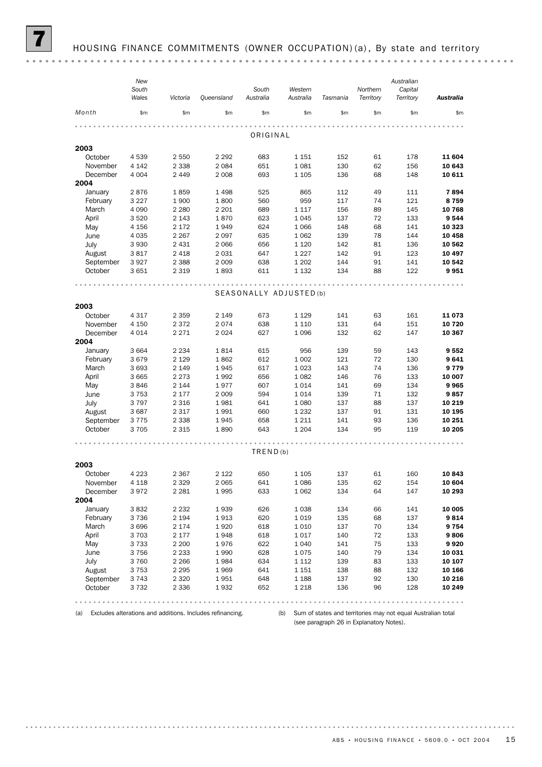# 7 HOUSING FINANCE COMMITMENTS (OWNER OCCUPATION)(a), By state and territory

| Month | New South Wales | Victoria | Queensland | South Australia | Western Australia | Tasmania | Northern Territory | Australian Capital Territory | **Australia** |
|---|---|---|---|---|---|---|---|---|---|
| | $m | $m | $m | $m | $m | $m | $m | $m | $m |
| **ORIGINAL** | | | | | | | | | |
| **2003** | | | | | | | | | |
| October | 4 539 | 2 550 | 2 292 | 683 | 1 151 | 152 | 61 | 178 | **11 604** |
| November | 4 142 | 2 338 | 2 084 | 651 | 1 081 | 130 | 62 | 156 | **10 643** |
| December | 4 004 | 2 449 | 2 008 | 693 | 1 105 | 136 | 68 | 148 | **10 611** |
| **2004** | | | | | | | | | |
| January | 2 876 | 1 859 | 1 498 | 525 | 865 | 112 | 49 | 111 | **7 894** |
| February | 3 227 | 1 900 | 1 800 | 560 | 959 | 117 | 74 | 121 | **8 759** |
| March | 4 090 | 2 280 | 2 201 | 689 | 1 117 | 156 | 89 | 145 | **10 768** |
| April | 3 520 | 2 143 | 1 870 | 623 | 1 045 | 137 | 72 | 133 | **9 544** |
| May | 4 156 | 2 172 | 1 949 | 624 | 1 066 | 148 | 68 | 141 | **10 323** |
| June | 4 035 | 2 267 | 2 097 | 635 | 1 062 | 139 | 78 | 144 | **10 458** |
| July | 3 930 | 2 431 | 2 066 | 656 | 1 120 | 142 | 81 | 136 | **10 562** |
| August | 3 817 | 2 418 | 2 031 | 647 | 1 227 | 142 | 91 | 123 | **10 497** |
| September | 3 927 | 2 388 | 2 009 | 638 | 1 202 | 144 | 91 | 141 | **10 542** |
| October | 3 651 | 2 319 | 1 893 | 611 | 1 132 | 134 | 88 | 122 | **9 951** |
| **SEASONALLY ADJUSTED(b)** | | | | | | | | | |
| **2003** | | | | | | | | | |
| October | 4 317 | 2 359 | 2 149 | 673 | 1 129 | 141 | 63 | 161 | **11 073** |
| November | 4 150 | 2 372 | 2 074 | 638 | 1 110 | 131 | 64 | 151 | **10 720** |
| December | 4 014 | 2 271 | 2 024 | 627 | 1 096 | 132 | 62 | 147 | **10 367** |
| **2004** | | | | | | | | | |
| January | 3 664 | 2 234 | 1 814 | 615 | 956 | 139 | 59 | 143 | **9 552** |
| February | 3 679 | 2 129 | 1 862 | 612 | 1 002 | 121 | 72 | 130 | **9 641** |
| March | 3 693 | 2 149 | 1 945 | 617 | 1 023 | 143 | 74 | 136 | **9 779** |
| April | 3 665 | 2 273 | 1 992 | 656 | 1 082 | 146 | 76 | 133 | **10 007** |
| May | 3 846 | 2 144 | 1 977 | 607 | 1 014 | 141 | 69 | 134 | **9 965** |
| June | 3 753 | 2 177 | 2 009 | 594 | 1 014 | 139 | 71 | 132 | **9 857** |
| July | 3 797 | 2 316 | 1 981 | 641 | 1 080 | 137 | 88 | 137 | **10 219** |
| August | 3 687 | 2 317 | 1 991 | 660 | 1 232 | 137 | 91 | 131 | **10 195** |
| September | 3 775 | 2 338 | 1 945 | 658 | 1 211 | 141 | 93 | 136 | **10 251** |
| October | 3 705 | 2 315 | 1 890 | 643 | 1 204 | 134 | 95 | 119 | **10 205** |
| **TREND(b)** | | | | | | | | | |
| **2003** | | | | | | | | | |
| October | 4 223 | 2 367 | 2 122 | 650 | 1 105 | 137 | 61 | 160 | **10 843** |
| November | 4 118 | 2 329 | 2 065 | 641 | 1 086 | 135 | 62 | 154 | **10 604** |
| December | 3 972 | 2 281 | 1 995 | 633 | 1 062 | 134 | 64 | 147 | **10 293** |
| **2004** | | | | | | | | | |
| January | 3 832 | 2 232 | 1 939 | 626 | 1 038 | 134 | 66 | 141 | **10 005** |
| February | 3 736 | 2 194 | 1 913 | 620 | 1 019 | 135 | 68 | 137 | **9 814** |
| March | 3 696 | 2 174 | 1 920 | 618 | 1 010 | 137 | 70 | 134 | **9 754** |
| April | 3 703 | 2 177 | 1 948 | 618 | 1 017 | 140 | 72 | 133 | **9 806** |
| May | 3 733 | 2 200 | 1 976 | 622 | 1 040 | 141 | 75 | 133 | **9 920** |
| June | 3 756 | 2 233 | 1 990 | 628 | 1 075 | 140 | 79 | 134 | **10 031** |
| July | 3 760 | 2 266 | 1 984 | 634 | 1 112 | 139 | 83 | 133 | **10 107** |
| August | 3 753 | 2 295 | 1 969 | 641 | 1 151 | 138 | 88 | 132 | **10 166** |
| September | 3 743 | 2 320 | 1 951 | 648 | 1 188 | 137 | 92 | 130 | **10 216** |
| October | 3 732 | 2 336 | 1 932 | 652 | 1 218 | 136 | 96 | 128 | **10 249** |

(a) Excludes alterations and additions. Includes refinancing.

(b) Sum of states and territories may not equal Australian total (see paragraph 26 in Explanatory Notes).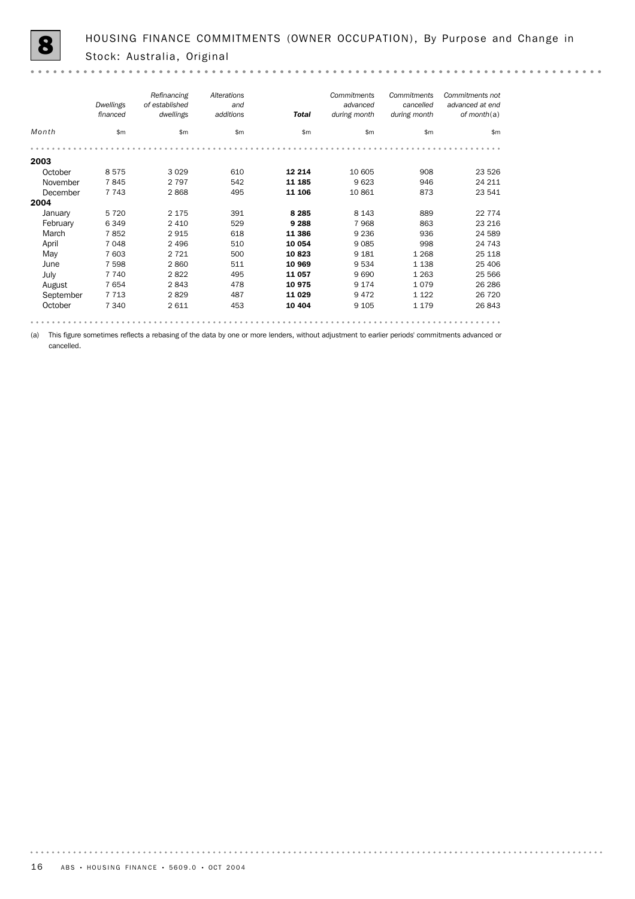# 8 HOUSING FINANCE COMMITMENTS (OWNER OCCUPATION), By Purpose and Change in Stock: Australia, Original

| Month | *Dwellings financed* | *Refinancing of established dwellings* | *Alterations and additions* | ***Total*** | *Commitments advanced during month* | *Commitments cancelled during month* | *Commitments not advanced at end of month*(a) |
|---|---|---|---|---|---|---|---|
| | $m | $m | $m | $m | $m | $m | $m |
| **2003** | | | | | | | |
| October | 8 575 | 3 029 | 610 | **12 214** | 10 605 | 908 | 23 526 |
| November | 7 845 | 2 797 | 542 | **11 185** | 9 623 | 946 | 24 211 |
| December | 7 743 | 2 868 | 495 | **11 106** | 10 861 | 873 | 23 541 |
| **2004** | | | | | | | |
| January | 5 720 | 2 175 | 391 | **8 285** | 8 143 | 889 | 22 774 |
| February | 6 349 | 2 410 | 529 | **9 288** | 7 968 | 863 | 23 216 |
| March | 7 852 | 2 915 | 618 | **11 386** | 9 236 | 936 | 24 589 |
| April | 7 048 | 2 496 | 510 | **10 054** | 9 085 | 998 | 24 743 |
| May | 7 603 | 2 721 | 500 | **10 823** | 9 181 | 1 268 | 25 118 |
| June | 7 598 | 2 860 | 511 | **10 969** | 9 534 | 1 138 | 25 406 |
| July | 7 740 | 2 822 | 495 | **11 057** | 9 690 | 1 263 | 25 566 |
| August | 7 654 | 2 843 | 478 | **10 975** | 9 174 | 1 079 | 26 286 |
| September | 7 713 | 2 829 | 487 | **11 029** | 9 472 | 1 122 | 26 720 |
| October | 7 340 | 2 611 | 453 | **10 404** | 9 105 | 1 179 | 26 843 |

(a) This figure sometimes reflects a rebasing of the data by one or more lenders, without adjustment to earlier periods' commitments advanced or cancelled.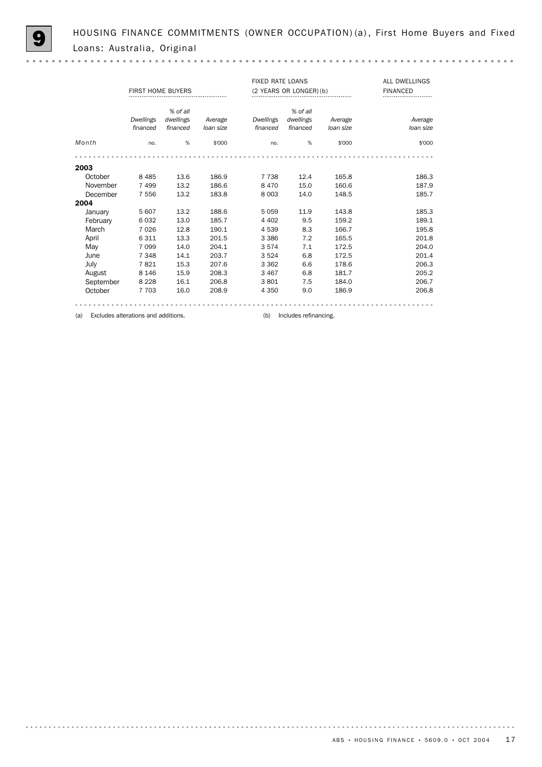# 9 HOUSING FINANCE COMMITMENTS (OWNER OCCUPATION)(a), First Home Buyers and Fixed Loans: Australia, Original

| | FIRST HOME BUYERS | | | FIXED RATE LOANS (2 YEARS OR LONGER)(b) | | | ALL DWELLINGS FINANCED |
|---|---|---|---|---|---|---|---|
| | *Dwellings financed* | *% of all dwellings financed* | *Average loan size* | *Dwellings financed* | *% of all dwellings financed* | *Average loan size* | *Average loan size* |
| *Month* | no. | % | $'000 | no. | % | $'000 | $'000 |
| **2003** | | | | | | | |
| October | 8 485 | 13.6 | 186.9 | 7 738 | 12.4 | 165.8 | 186.3 |
| November | 7 499 | 13.2 | 186.6 | 8 470 | 15.0 | 160.6 | 187.9 |
| December | 7 556 | 13.2 | 183.8 | 8 003 | 14.0 | 148.5 | 185.7 |
| **2004** | | | | | | | |
| January | 5 607 | 13.2 | 188.6 | 5 059 | 11.9 | 143.8 | 185.3 |
| February | 6 032 | 13.0 | 185.7 | 4 402 | 9.5 | 159.2 | 189.1 |
| March | 7 026 | 12.8 | 190.1 | 4 539 | 8.3 | 166.7 | 195.8 |
| April | 6 311 | 13.3 | 201.5 | 3 386 | 7.2 | 165.5 | 201.8 |
| May | 7 099 | 14.0 | 204.1 | 3 574 | 7.1 | 172.5 | 204.0 |
| June | 7 348 | 14.1 | 203.7 | 3 524 | 6.8 | 172.5 | 201.4 |
| July | 7 821 | 15.3 | 207.6 | 3 362 | 6.6 | 178.6 | 206.3 |
| August | 8 146 | 15.9 | 208.3 | 3 467 | 6.8 | 181.7 | 205.2 |
| September | 8 228 | 16.1 | 206.8 | 3 801 | 7.5 | 184.0 | 206.7 |
| October | 7 703 | 16.0 | 208.9 | 4 350 | 9.0 | 186.9 | 206.8 |

(a) Excludes alterations and additions.

(b) Includes refinancing.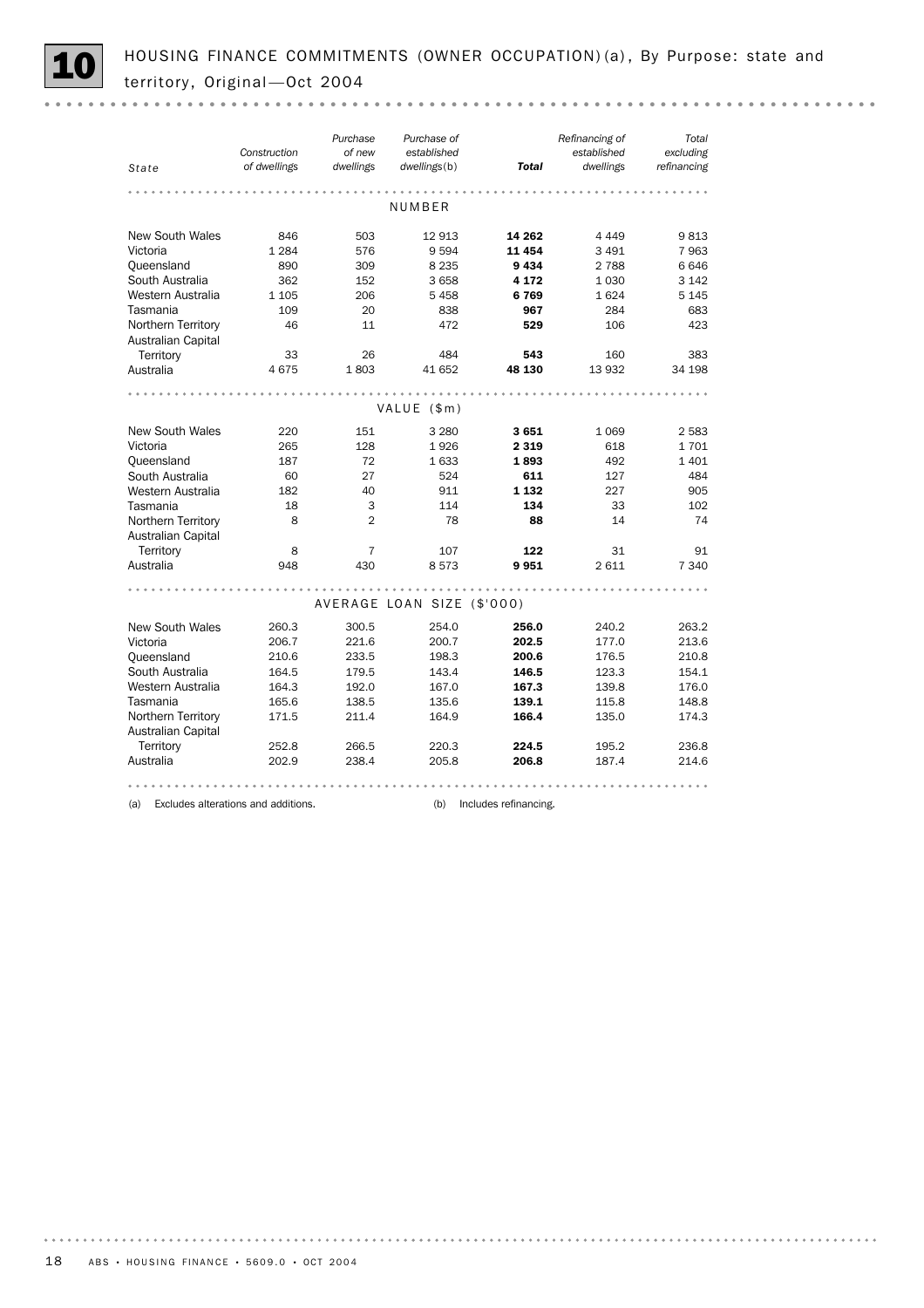# 10 HOUSING FINANCE COMMITMENTS (OWNER OCCUPATION)(a), By Purpose: state and territory, Original—Oct 2004

| State | Construction of dwellings | Purchase of new dwellings | Purchase of established dwellings(b) | **Total** | Refinancing of established dwellings | Total excluding refinancing |
|---|---|---|---|---|---|---|
| **NUMBER** | | | | | | |
| New South Wales | 846 | 503 | 12 913 | **14 262** | 4 449 | 9 813 |
| Victoria | 1 284 | 576 | 9 594 | **11 454** | 3 491 | 7 963 |
| Queensland | 890 | 309 | 8 235 | **9 434** | 2 788 | 6 646 |
| South Australia | 362 | 152 | 3 658 | **4 172** | 1 030 | 3 142 |
| Western Australia | 1 105 | 206 | 5 458 | **6 769** | 1 624 | 5 145 |
| Tasmania | 109 | 20 | 838 | **967** | 284 | 683 |
| Northern Territory | 46 | 11 | 472 | **529** | 106 | 423 |
| Australian Capital Territory | 33 | 26 | 484 | **543** | 160 | 383 |
| Australia | 4 675 | 1 803 | 41 652 | **48 130** | 13 932 | 34 198 |
| **VALUE ($m)** | | | | | | |
| New South Wales | 220 | 151 | 3 280 | **3 651** | 1 069 | 2 583 |
| Victoria | 265 | 128 | 1 926 | **2 319** | 618 | 1 701 |
| Queensland | 187 | 72 | 1 633 | **1 893** | 492 | 1 401 |
| South Australia | 60 | 27 | 524 | **611** | 127 | 484 |
| Western Australia | 182 | 40 | 911 | **1 132** | 227 | 905 |
| Tasmania | 18 | 3 | 114 | **134** | 33 | 102 |
| Northern Territory | 8 | 2 | 78 | **88** | 14 | 74 |
| Australian Capital Territory | 8 | 7 | 107 | **122** | 31 | 91 |
| Australia | 948 | 430 | 8 573 | **9 951** | 2 611 | 7 340 |
| **AVERAGE LOAN SIZE ($'000)** | | | | | | |
| New South Wales | 260.3 | 300.5 | 254.0 | **256.0** | 240.2 | 263.2 |
| Victoria | 206.7 | 221.6 | 200.7 | **202.5** | 177.0 | 213.6 |
| Queensland | 210.6 | 233.5 | 198.3 | **200.6** | 176.5 | 210.8 |
| South Australia | 164.5 | 179.5 | 143.4 | **146.5** | 123.3 | 154.1 |
| Western Australia | 164.3 | 192.0 | 167.0 | **167.3** | 139.8 | 176.0 |
| Tasmania | 165.6 | 138.5 | 135.6 | **139.1** | 115.8 | 148.8 |
| Northern Territory | 171.5 | 211.4 | 164.9 | **166.4** | 135.0 | 174.3 |
| Australian Capital Territory | 252.8 | 266.5 | 220.3 | **224.5** | 195.2 | 236.8 |
| Australia | 202.9 | 238.4 | 205.8 | **206.8** | 187.4 | 214.6 |

(a) Excludes alterations and additions.
(b) Includes refinancing.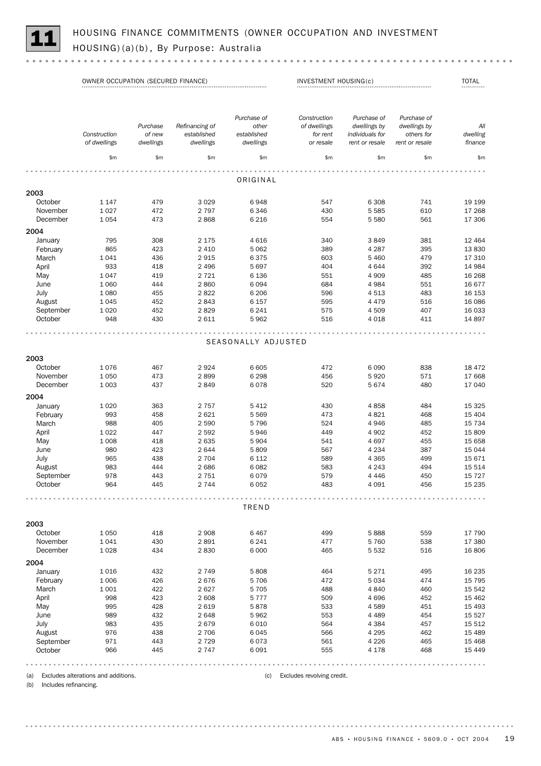# 11 HOUSING FINANCE COMMITMENTS (OWNER OCCUPATION AND INVESTMENT HOUSING)(a)(b), By Purpose: Australia

| | OWNER OCCUPATION (SECURED FINANCE) | | | | INVESTMENT HOUSING(c) | | | TOTAL |
|---|---|---|---|---|---|---|---|---|
| | *Construction of dwellings* | *Purchase of new dwellings* | *Refinancing of established dwellings* | *Purchase of other established dwellings* | *Construction of dwellings for rent or resale* | *Purchase of dwellings by individuals for rent or resale* | *Purchase of dwellings by others for rent or resale* | *All dwelling finance* |
| | $m | $m | $m | $m | $m | $m | $m | $m |
| **ORIGINAL** | | | | | | | | |
| **2003** | | | | | | | | |
| October | 1 147 | 479 | 3 029 | 6 948 | 547 | 6 308 | 741 | 19 199 |
| November | 1 027 | 472 | 2 797 | 6 346 | 430 | 5 585 | 610 | 17 268 |
| December | 1 054 | 473 | 2 868 | 6 216 | 554 | 5 580 | 561 | 17 306 |
| **2004** | | | | | | | | |
| January | 795 | 308 | 2 175 | 4 616 | 340 | 3 849 | 381 | 12 464 |
| February | 865 | 423 | 2 410 | 5 062 | 389 | 4 287 | 395 | 13 830 |
| March | 1 041 | 436 | 2 915 | 6 375 | 603 | 5 460 | 479 | 17 310 |
| April | 933 | 418 | 2 496 | 5 697 | 404 | 4 644 | 392 | 14 984 |
| May | 1 047 | 419 | 2 721 | 6 136 | 551 | 4 909 | 485 | 16 268 |
| June | 1 060 | 444 | 2 860 | 6 094 | 684 | 4 984 | 551 | 16 677 |
| July | 1 080 | 455 | 2 822 | 6 206 | 596 | 4 513 | 483 | 16 153 |
| August | 1 045 | 452 | 2 843 | 6 157 | 595 | 4 479 | 516 | 16 086 |
| September | 1 020 | 452 | 2 829 | 6 241 | 575 | 4 509 | 407 | 16 033 |
| October | 948 | 430 | 2 611 | 5 962 | 516 | 4 018 | 411 | 14 897 |
| **SEASONALLY ADJUSTED** | | | | | | | | |
| **2003** | | | | | | | | |
| October | 1 076 | 467 | 2 924 | 6 605 | 472 | 6 090 | 838 | 18 472 |
| November | 1 050 | 473 | 2 899 | 6 298 | 456 | 5 920 | 571 | 17 668 |
| December | 1 003 | 437 | 2 849 | 6 078 | 520 | 5 674 | 480 | 17 040 |
| **2004** | | | | | | | | |
| January | 1 020 | 363 | 2 757 | 5 412 | 430 | 4 858 | 484 | 15 325 |
| February | 993 | 458 | 2 621 | 5 569 | 473 | 4 821 | 468 | 15 404 |
| March | 988 | 405 | 2 590 | 5 796 | 524 | 4 946 | 485 | 15 734 |
| April | 1 022 | 447 | 2 592 | 5 946 | 449 | 4 902 | 452 | 15 809 |
| May | 1 008 | 418 | 2 635 | 5 904 | 541 | 4 697 | 455 | 15 658 |
| June | 980 | 423 | 2 644 | 5 809 | 567 | 4 234 | 387 | 15 044 |
| July | 965 | 438 | 2 704 | 6 112 | 589 | 4 365 | 499 | 15 671 |
| August | 983 | 444 | 2 686 | 6 082 | 583 | 4 243 | 494 | 15 514 |
| September | 978 | 443 | 2 751 | 6 079 | 579 | 4 446 | 450 | 15 727 |
| October | 964 | 445 | 2 744 | 6 052 | 483 | 4 091 | 456 | 15 235 |
| **TREND** | | | | | | | | |
| **2003** | | | | | | | | |
| October | 1 050 | 418 | 2 908 | 6 467 | 499 | 5 888 | 559 | 17 790 |
| November | 1 041 | 430 | 2 891 | 6 241 | 477 | 5 760 | 538 | 17 380 |
| December | 1 028 | 434 | 2 830 | 6 000 | 465 | 5 532 | 516 | 16 806 |
| **2004** | | | | | | | | |
| January | 1 016 | 432 | 2 749 | 5 808 | 464 | 5 271 | 495 | 16 235 |
| February | 1 006 | 426 | 2 676 | 5 706 | 472 | 5 034 | 474 | 15 795 |
| March | 1 001 | 422 | 2 627 | 5 705 | 488 | 4 840 | 460 | 15 542 |
| April | 998 | 423 | 2 608 | 5 777 | 509 | 4 696 | 452 | 15 462 |
| May | 995 | 428 | 2 619 | 5 878 | 533 | 4 589 | 451 | 15 493 |
| June | 989 | 432 | 2 648 | 5 962 | 553 | 4 489 | 454 | 15 527 |
| July | 983 | 435 | 2 679 | 6 010 | 564 | 4 384 | 457 | 15 512 |
| August | 976 | 438 | 2 706 | 6 045 | 566 | 4 295 | 462 | 15 489 |
| September | 971 | 443 | 2 729 | 6 073 | 561 | 4 226 | 465 | 15 468 |
| October | 966 | 445 | 2 747 | 6 091 | 555 | 4 178 | 468 | 15 449 |

(a) Excludes alterations and additions.
(b) Includes refinancing.
(c) Excludes revolving credit.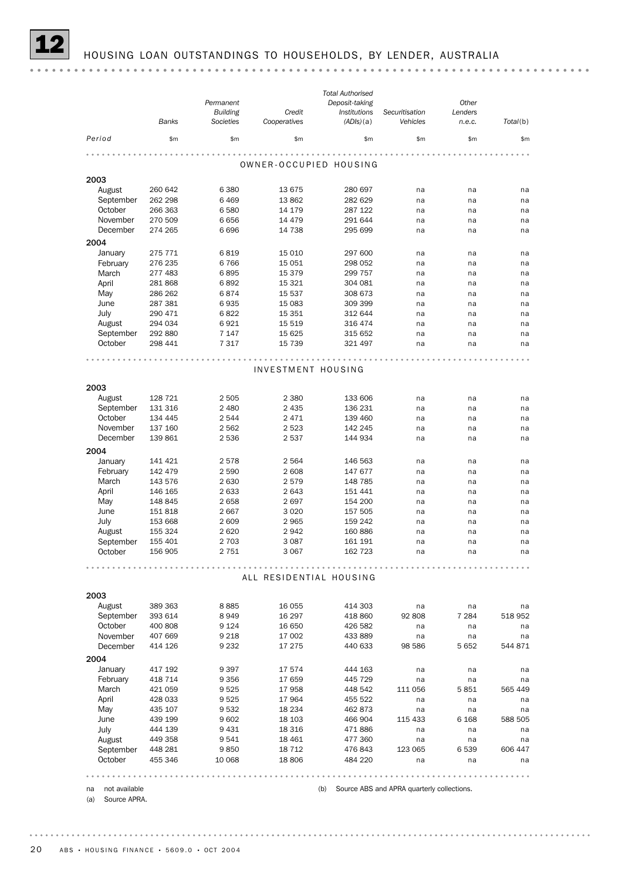# 12 HOUSING LOAN OUTSTANDINGS TO HOUSEHOLDS, BY LENDER, AUSTRALIA

| Period | Banks | Permanent Building Societies | Credit Cooperatives | Total Authorised Deposit-taking Institutions (ADIs)(a) | Securitisation Vehicles | Other Lenders n.e.c. | Total(b) |
|---|---|---|---|---|---|---|---|
| | $m | $m | $m | $m | $m | $m | $m |
| **OWNER-OCCUPIED HOUSING** | | | | | | | |
| **2003** | | | | | | | |
| August | 260 642 | 6 380 | 13 675 | 280 697 | na | na | na |
| September | 262 298 | 6 469 | 13 862 | 282 629 | na | na | na |
| October | 266 363 | 6 580 | 14 179 | 287 122 | na | na | na |
| November | 270 509 | 6 656 | 14 479 | 291 644 | na | na | na |
| December | 274 265 | 6 696 | 14 738 | 295 699 | na | na | na |
| **2004** | | | | | | | |
| January | 275 771 | 6 819 | 15 010 | 297 600 | na | na | na |
| February | 276 235 | 6 766 | 15 051 | 298 052 | na | na | na |
| March | 277 483 | 6 895 | 15 379 | 299 757 | na | na | na |
| April | 281 868 | 6 892 | 15 321 | 304 081 | na | na | na |
| May | 286 262 | 6 874 | 15 537 | 308 673 | na | na | na |
| June | 287 381 | 6 935 | 15 083 | 309 399 | na | na | na |
| July | 290 471 | 6 822 | 15 351 | 312 644 | na | na | na |
| August | 294 034 | 6 921 | 15 519 | 316 474 | na | na | na |
| September | 292 880 | 7 147 | 15 625 | 315 652 | na | na | na |
| October | 298 441 | 7 317 | 15 739 | 321 497 | na | na | na |
| **INVESTMENT HOUSING** | | | | | | | |
| **2003** | | | | | | | |
| August | 128 721 | 2 505 | 2 380 | 133 606 | na | na | na |
| September | 131 316 | 2 480 | 2 435 | 136 231 | na | na | na |
| October | 134 445 | 2 544 | 2 471 | 139 460 | na | na | na |
| November | 137 160 | 2 562 | 2 523 | 142 245 | na | na | na |
| December | 139 861 | 2 536 | 2 537 | 144 934 | na | na | na |
| **2004** | | | | | | | |
| January | 141 421 | 2 578 | 2 564 | 146 563 | na | na | na |
| February | 142 479 | 2 590 | 2 608 | 147 677 | na | na | na |
| March | 143 576 | 2 630 | 2 579 | 148 785 | na | na | na |
| April | 146 165 | 2 633 | 2 643 | 151 441 | na | na | na |
| May | 148 845 | 2 658 | 2 697 | 154 200 | na | na | na |
| June | 151 818 | 2 667 | 3 020 | 157 505 | na | na | na |
| July | 153 668 | 2 609 | 2 965 | 159 242 | na | na | na |
| August | 155 324 | 2 620 | 2 942 | 160 886 | na | na | na |
| September | 155 401 | 2 703 | 3 087 | 161 191 | na | na | na |
| October | 156 905 | 2 751 | 3 067 | 162 723 | na | na | na |
| **ALL RESIDENTIAL HOUSING** | | | | | | | |
| **2003** | | | | | | | |
| August | 389 363 | 8 885 | 16 055 | 414 303 | na | na | na |
| September | 393 614 | 8 949 | 16 297 | 418 860 | 92 808 | 7 284 | 518 952 |
| October | 400 808 | 9 124 | 16 650 | 426 582 | na | na | na |
| November | 407 669 | 9 218 | 17 002 | 433 889 | na | na | na |
| December | 414 126 | 9 232 | 17 275 | 440 633 | 98 586 | 5 652 | 544 871 |
| **2004** | | | | | | | |
| January | 417 192 | 9 397 | 17 574 | 444 163 | na | na | na |
| February | 418 714 | 9 356 | 17 659 | 445 729 | na | na | na |
| March | 421 059 | 9 525 | 17 958 | 448 542 | 111 056 | 5 851 | 565 449 |
| April | 428 033 | 9 525 | 17 964 | 455 522 | na | na | na |
| May | 435 107 | 9 532 | 18 234 | 462 873 | na | na | na |
| June | 439 199 | 9 602 | 18 103 | 466 904 | 115 433 | 6 168 | 588 505 |
| July | 444 139 | 9 431 | 18 316 | 471 886 | na | na | na |
| August | 449 358 | 9 541 | 18 461 | 477 360 | na | na | na |
| September | 448 281 | 9 850 | 18 712 | 476 843 | 123 065 | 6 539 | 606 447 |
| October | 455 346 | 10 068 | 18 806 | 484 220 | na | na | na |

na not available

(a) Source APRA.

(b) Source ABS and APRA quarterly collections.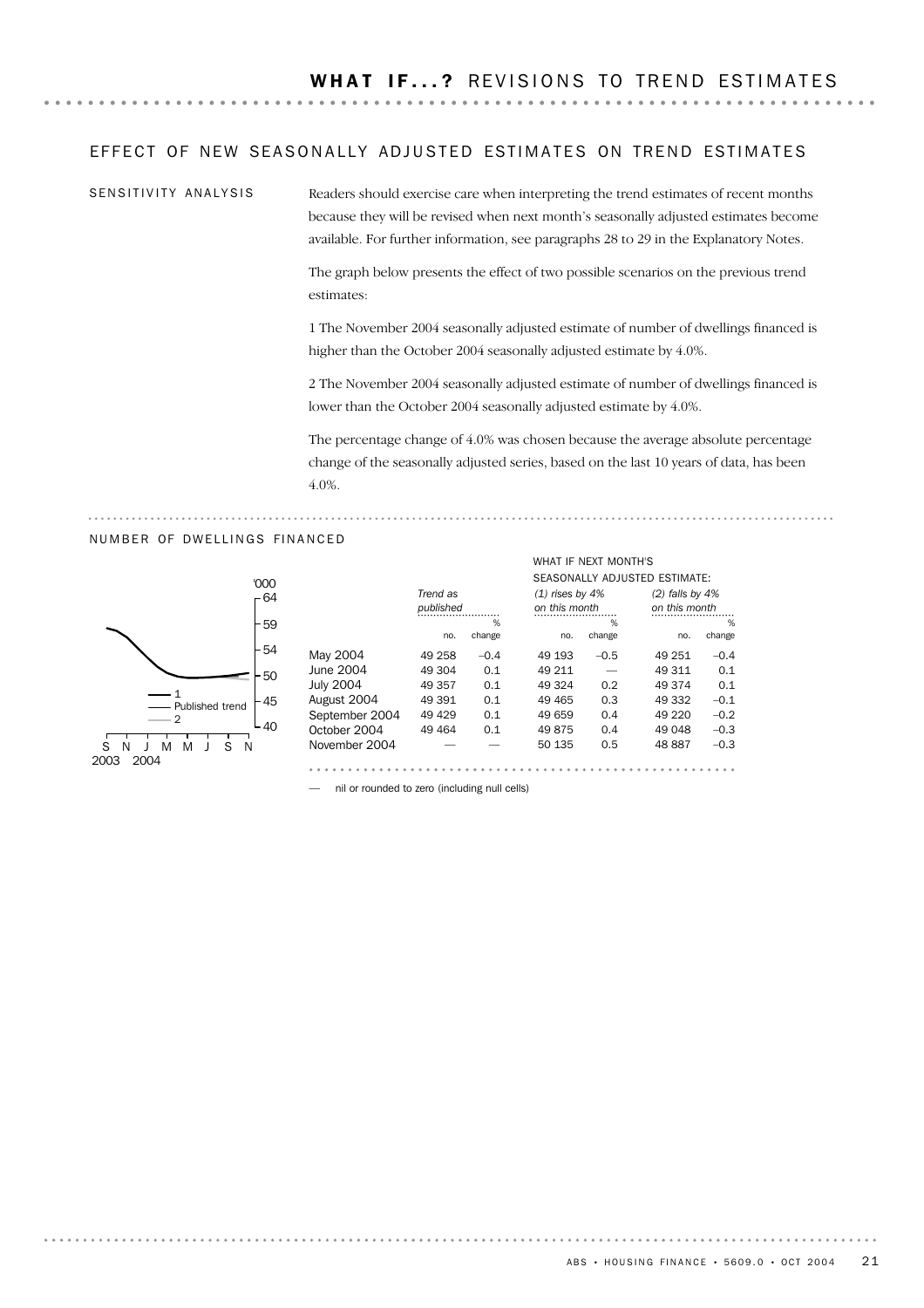# WHAT IF...? REVISIONS TO TREND ESTIMATES

## EFFECT OF NEW SEASONALLY ADJUSTED ESTIMATES ON TREND ESTIMATES

SENSITIVITY ANALYSIS

Readers should exercise care when interpreting the trend estimates of recent months because they will be revised when next month's seasonally adjusted estimates become available. For further information, see paragraphs 28 to 29 in the Explanatory Notes.

The graph below presents the effect of two possible scenarios on the previous trend estimates:

1 The November 2004 seasonally adjusted estimate of number of dwellings financed is higher than the October 2004 seasonally adjusted estimate by 4.0%.

2 The November 2004 seasonally adjusted estimate of number of dwellings financed is lower than the October 2004 seasonally adjusted estimate by 4.0%.

The percentage change of 4.0% was chosen because the average absolute percentage change of the seasonally adjusted series, based on the last 10 years of data, has been 4.0%.

## NUMBER OF DWELLINGS FINANCED

| | *Trend as published* | | WHAT IF NEXT MONTH'S SEASONALLY ADJUSTED ESTIMATE: *(1) rises by 4% on this month* | | *(2) falls by 4% on this month* | |
|---|---|---|---|---|---|---|
| | no. | % change | no. | % change | no. | % change |
| May 2004 | 49 258 | –0.4 | 49 193 | –0.5 | 49 251 | –0.4 |
| June 2004 | 49 304 | 0.1 | 49 211 | — | 49 311 | 0.1 |
| July 2004 | 49 357 | 0.1 | 49 324 | 0.2 | 49 374 | 0.1 |
| August 2004 | 49 391 | 0.1 | 49 465 | 0.3 | 49 332 | –0.1 |
| September 2004 | 49 429 | 0.1 | 49 659 | 0.4 | 49 220 | –0.2 |
| October 2004 | 49 464 | 0.1 | 49 875 | 0.4 | 49 048 | –0.3 |
| November 2004 | — | — | 50 135 | 0.5 | 48 887 | –0.3 |

— nil or rounded to zero (including null cells)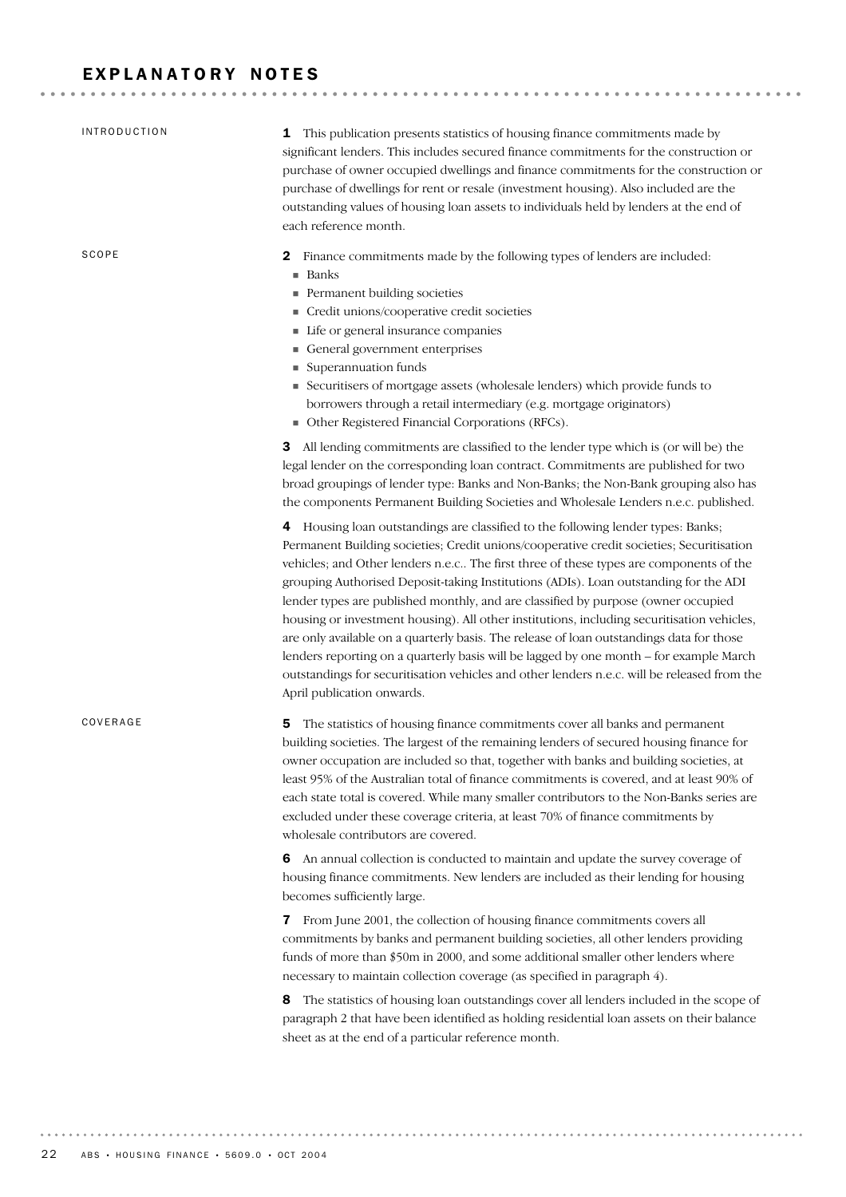# EXPLANATORY NOTES

## INTRODUCTION

**1** This publication presents statistics of housing finance commitments made by significant lenders. This includes secured finance commitments for the construction or purchase of owner occupied dwellings and finance commitments for the construction or purchase of dwellings for rent or resale (investment housing). Also included are the outstanding values of housing loan assets to individuals held by lenders at the end of each reference month.

## SCOPE

**2** Finance commitments made by the following types of lenders are included:

- Banks
- Permanent building societies
- Credit unions/cooperative credit societies
- Life or general insurance companies
- General government enterprises
- Superannuation funds
- Securitisers of mortgage assets (wholesale lenders) which provide funds to borrowers through a retail intermediary (e.g. mortgage originators)
- Other Registered Financial Corporations (RFCs).

**3** All lending commitments are classified to the lender type which is (or will be) the legal lender on the corresponding loan contract. Commitments are published for two broad groupings of lender type: Banks and Non-Banks; the Non-Bank grouping also has the components Permanent Building Societies and Wholesale Lenders n.e.c. published.

**4** Housing loan outstandings are classified to the following lender types: Banks; Permanent Building societies; Credit unions/cooperative credit societies; Securitisation vehicles; and Other lenders n.e.c.. The first three of these types are components of the grouping Authorised Deposit-taking Institutions (ADIs). Loan outstanding for the ADI lender types are published monthly, and are classified by purpose (owner occupied housing or investment housing). All other institutions, including securitisation vehicles, are only available on a quarterly basis. The release of loan outstandings data for those lenders reporting on a quarterly basis will be lagged by one month – for example March outstandings for securitisation vehicles and other lenders n.e.c. will be released from the April publication onwards.

## COVERAGE

**5** The statistics of housing finance commitments cover all banks and permanent building societies. The largest of the remaining lenders of secured housing finance for owner occupation are included so that, together with banks and building societies, at least 95% of the Australian total of finance commitments is covered, and at least 90% of each state total is covered. While many smaller contributors to the Non-Banks series are excluded under these coverage criteria, at least 70% of finance commitments by wholesale contributors are covered.

**6** An annual collection is conducted to maintain and update the survey coverage of housing finance commitments. New lenders are included as their lending for housing becomes sufficiently large.

**7** From June 2001, the collection of housing finance commitments covers all commitments by banks and permanent building societies, all other lenders providing funds of more than $50m in 2000, and some additional smaller other lenders where necessary to maintain collection coverage (as specified in paragraph 4).

**8** The statistics of housing loan outstandings cover all lenders included in the scope of paragraph 2 that have been identified as holding residential loan assets on their balance sheet as at the end of a particular reference month.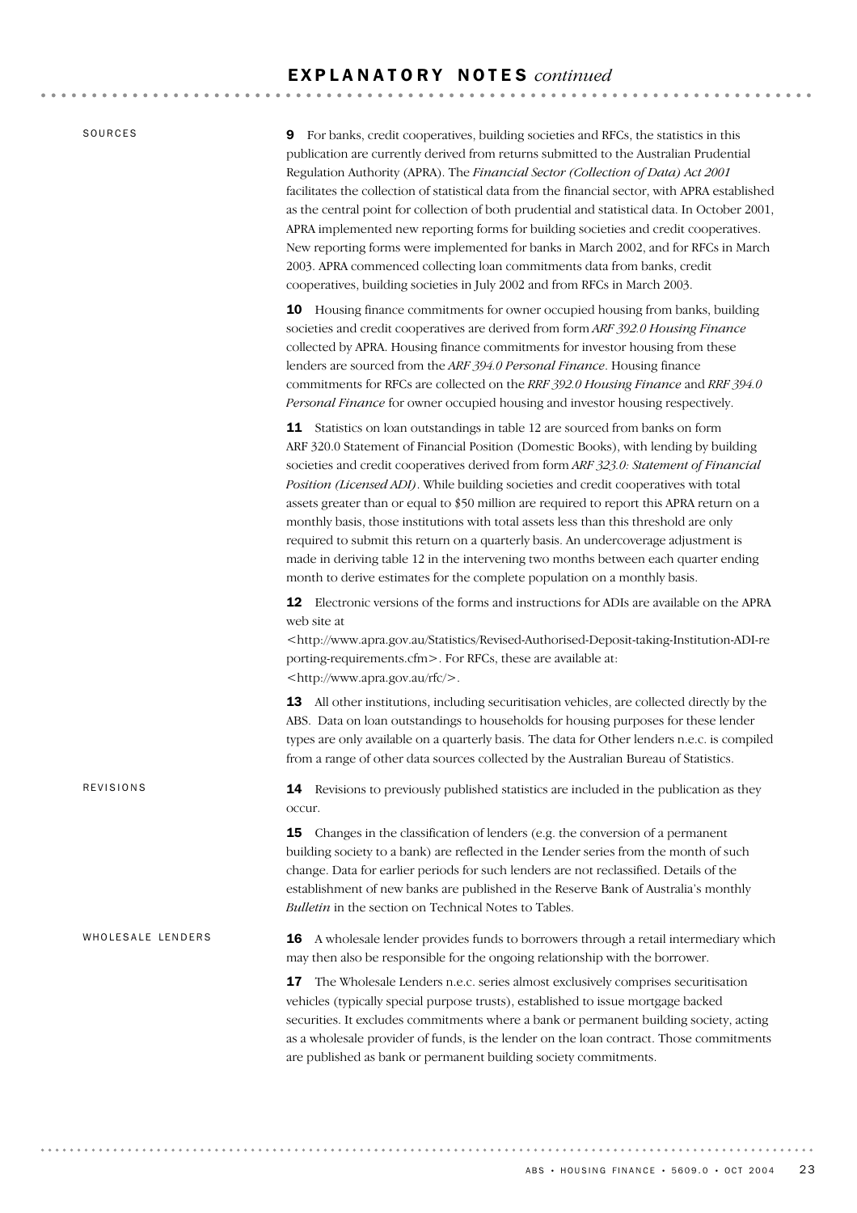## EXPLANATORY NOTES *continued*

### SOURCES

**9** For banks, credit cooperatives, building societies and RFCs, the statistics in this publication are currently derived from returns submitted to the Australian Prudential Regulation Authority (APRA). The *Financial Sector (Collection of Data) Act 2001* facilitates the collection of statistical data from the financial sector, with APRA established as the central point for collection of both prudential and statistical data. In October 2001, APRA implemented new reporting forms for building societies and credit cooperatives. New reporting forms were implemented for banks in March 2002, and for RFCs in March 2003. APRA commenced collecting loan commitments data from banks, credit cooperatives, building societies in July 2002 and from RFCs in March 2003.

**10** Housing finance commitments for owner occupied housing from banks, building societies and credit cooperatives are derived from form *ARF 392.0 Housing Finance* collected by APRA. Housing finance commitments for investor housing from these lenders are sourced from the *ARF 394.0 Personal Finance*. Housing finance commitments for RFCs are collected on the *RRF 392.0 Housing Finance* and *RRF 394.0 Personal Finance* for owner occupied housing and investor housing respectively.

**11** Statistics on loan outstandings in table 12 are sourced from banks on form ARF 320.0 Statement of Financial Position (Domestic Books), with lending by building societies and credit cooperatives derived from form *ARF 323.0: Statement of Financial Position (Licensed ADI)*. While building societies and credit cooperatives with total assets greater than or equal to $50 million are required to report this APRA return on a monthly basis, those institutions with total assets less than this threshold are only required to submit this return on a quarterly basis. An undercoverage adjustment is made in deriving table 12 in the intervening two months between each quarter ending month to derive estimates for the complete population on a monthly basis.

**12** Electronic versions of the forms and instructions for ADIs are available on the APRA web site at <http://www.apra.gov.au/Statistics/Revised-Authorised-Deposit-taking-Institution-ADI-reporting-requirements.cfm>. For RFCs, these are available at: <http://www.apra.gov.au/rfc/>.

**13** All other institutions, including securitisation vehicles, are collected directly by the ABS. Data on loan outstandings to households for housing purposes for these lender types are only available on a quarterly basis. The data for Other lenders n.e.c. is compiled from a range of other data sources collected by the Australian Bureau of Statistics.

### REVISIONS

**14** Revisions to previously published statistics are included in the publication as they occur.

**15** Changes in the classification of lenders (e.g. the conversion of a permanent building society to a bank) are reflected in the Lender series from the month of such change. Data for earlier periods for such lenders are not reclassified. Details of the establishment of new banks are published in the Reserve Bank of Australia's monthly *Bulletin* in the section on Technical Notes to Tables.

### WHOLESALE LENDERS

**16** A wholesale lender provides funds to borrowers through a retail intermediary which may then also be responsible for the ongoing relationship with the borrower.

**17** The Wholesale Lenders n.e.c. series almost exclusively comprises securitisation vehicles (typically special purpose trusts), established to issue mortgage backed securities. It excludes commitments where a bank or permanent building society, acting as a wholesale provider of funds, is the lender on the loan contract. Those commitments are published as bank or permanent building society commitments.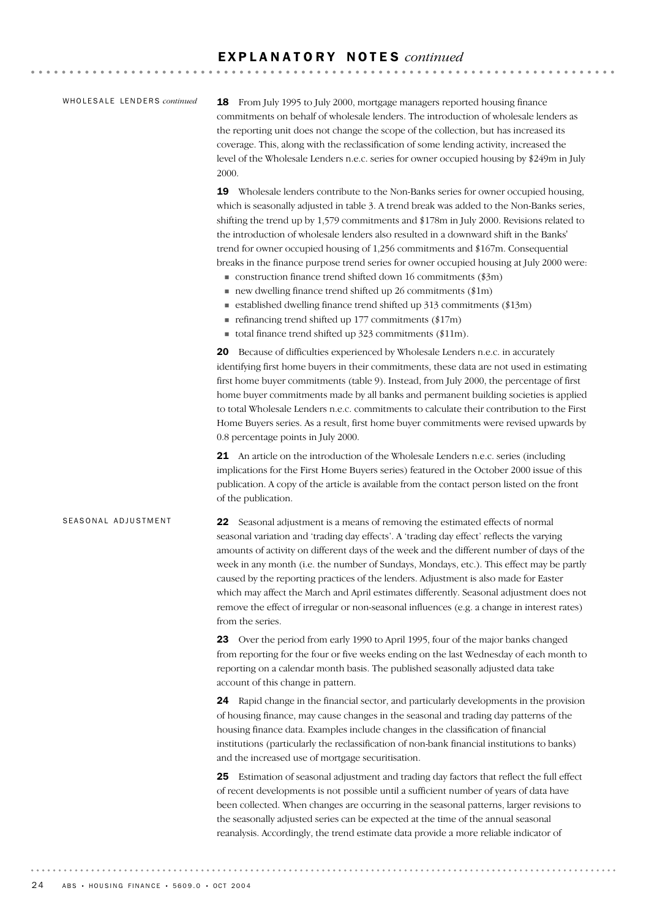## EXPLANATORY NOTES *continued*

### WHOLESALE LENDERS *continued*

**18** From July 1995 to July 2000, mortgage managers reported housing finance commitments on behalf of wholesale lenders. The introduction of wholesale lenders as the reporting unit does not change the scope of the collection, but has increased its coverage. This, along with the reclassification of some lending activity, increased the level of the Wholesale Lenders n.e.c. series for owner occupied housing by $249m in July 2000.

**19** Wholesale lenders contribute to the Non-Banks series for owner occupied housing, which is seasonally adjusted in table 3. A trend break was added to the Non-Banks series, shifting the trend up by 1,579 commitments and $178m in July 2000. Revisions related to the introduction of wholesale lenders also resulted in a downward shift in the Banks' trend for owner occupied housing of 1,256 commitments and $167m. Consequential breaks in the finance purpose trend series for owner occupied housing at July 2000 were:

- construction finance trend shifted down 16 commitments ($3m)
- new dwelling finance trend shifted up 26 commitments ($1m)
- established dwelling finance trend shifted up 313 commitments ($13m)
- refinancing trend shifted up 177 commitments ($17m)
- total finance trend shifted up 323 commitments ($11m).

**20** Because of difficulties experienced by Wholesale Lenders n.e.c. in accurately identifying first home buyers in their commitments, these data are not used in estimating first home buyer commitments (table 9). Instead, from July 2000, the percentage of first home buyer commitments made by all banks and permanent building societies is applied to total Wholesale Lenders n.e.c. commitments to calculate their contribution to the First Home Buyers series. As a result, first home buyer commitments were revised upwards by 0.8 percentage points in July 2000.

**21** An article on the introduction of the Wholesale Lenders n.e.c. series (including implications for the First Home Buyers series) featured in the October 2000 issue of this publication. A copy of the article is available from the contact person listed on the front of the publication.

### SEASONAL ADJUSTMENT

**22** Seasonal adjustment is a means of removing the estimated effects of normal seasonal variation and 'trading day effects'. A 'trading day effect' reflects the varying amounts of activity on different days of the week and the different number of days of the week in any month (i.e. the number of Sundays, Mondays, etc.). This effect may be partly caused by the reporting practices of the lenders. Adjustment is also made for Easter which may affect the March and April estimates differently. Seasonal adjustment does not remove the effect of irregular or non-seasonal influences (e.g. a change in interest rates) from the series.

**23** Over the period from early 1990 to April 1995, four of the major banks changed from reporting for the four or five weeks ending on the last Wednesday of each month to reporting on a calendar month basis. The published seasonally adjusted data take account of this change in pattern.

**24** Rapid change in the financial sector, and particularly developments in the provision of housing finance, may cause changes in the seasonal and trading day patterns of the housing finance data. Examples include changes in the classification of financial institutions (particularly the reclassification of non-bank financial institutions to banks) and the increased use of mortgage securitisation.

**25** Estimation of seasonal adjustment and trading day factors that reflect the full effect of recent developments is not possible until a sufficient number of years of data have been collected. When changes are occurring in the seasonal patterns, larger revisions to the seasonally adjusted series can be expected at the time of the annual seasonal reanalysis. Accordingly, the trend estimate data provide a more reliable indicator of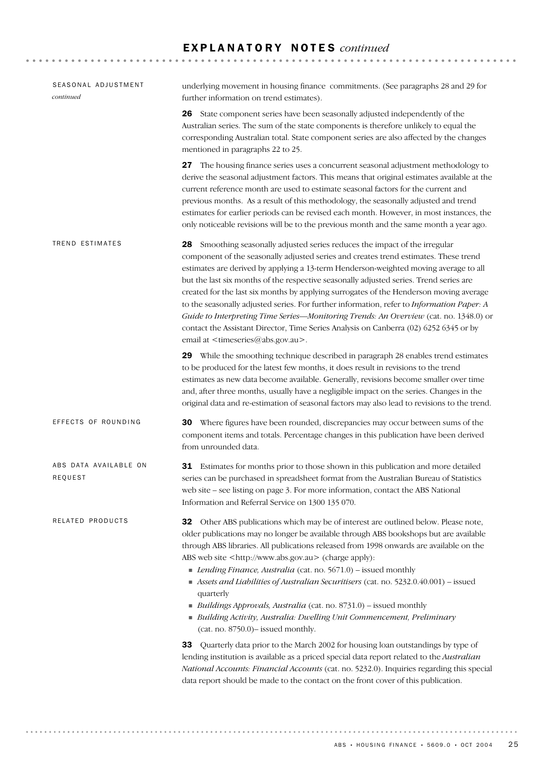## EXPLANATORY NOTES *continued*

### SEASONAL ADJUSTMENT *continued*

underlying movement in housing finance commitments. (See paragraphs 28 and 29 for further information on trend estimates).

**26** State component series have been seasonally adjusted independently of the Australian series. The sum of the state components is therefore unlikely to equal the corresponding Australian total. State component series are also affected by the changes mentioned in paragraphs 22 to 25.

**27** The housing finance series uses a concurrent seasonal adjustment methodology to derive the seasonal adjustment factors. This means that original estimates available at the current reference month are used to estimate seasonal factors for the current and previous months. As a result of this methodology, the seasonally adjusted and trend estimates for earlier periods can be revised each month. However, in most instances, the only noticeable revisions will be to the previous month and the same month a year ago.

### TREND ESTIMATES

**28** Smoothing seasonally adjusted series reduces the impact of the irregular component of the seasonally adjusted series and creates trend estimates. These trend estimates are derived by applying a 13-term Henderson-weighted moving average to all but the last six months of the respective seasonally adjusted series. Trend series are created for the last six months by applying surrogates of the Henderson moving average to the seasonally adjusted series. For further information, refer to *Information Paper: A Guide to Interpreting Time Series—Monitoring Trends: An Overview* (cat. no. 1348.0) or contact the Assistant Director, Time Series Analysis on Canberra (02) 6252 6345 or by email at <timeseries@abs.gov.au>.

**29** While the smoothing technique described in paragraph 28 enables trend estimates to be produced for the latest few months, it does result in revisions to the trend estimates as new data become available. Generally, revisions become smaller over time and, after three months, usually have a negligible impact on the series. Changes in the original data and re-estimation of seasonal factors may also lead to revisions to the trend.

### EFFECTS OF ROUNDING

**30** Where figures have been rounded, discrepancies may occur between sums of the component items and totals. Percentage changes in this publication have been derived from unrounded data.

### ABS DATA AVAILABLE ON REQUEST

**31** Estimates for months prior to those shown in this publication and more detailed series can be purchased in spreadsheet format from the Australian Bureau of Statistics web site – see listing on page 3. For more information, contact the ABS National Information and Referral Service on 1300 135 070.

### RELATED PRODUCTS

**32** Other ABS publications which may be of interest are outlined below. Please note, older publications may no longer be available through ABS bookshops but are available through ABS libraries. All publications released from 1998 onwards are available on the ABS web site <http://www.abs.gov.au> (charge apply):

- *Lending Finance, Australia* (cat. no. 5671.0) – issued monthly
- *Assets and Liabilities of Australian Securitisers* (cat. no. 5232.0.40.001) – issued quarterly
- *Buildings Approvals, Australia* (cat. no. 8731.0) – issued monthly
- *Building Activity, Australia: Dwelling Unit Commencement, Preliminary* (cat. no. 8750.0)– issued monthly.

**33** Quarterly data prior to the March 2002 for housing loan outstandings by type of lending institution is available as a priced special data report related to the *Australian National Accounts: Financial Accounts* (cat. no. 5232.0). Inquiries regarding this special data report should be made to the contact on the front cover of this publication.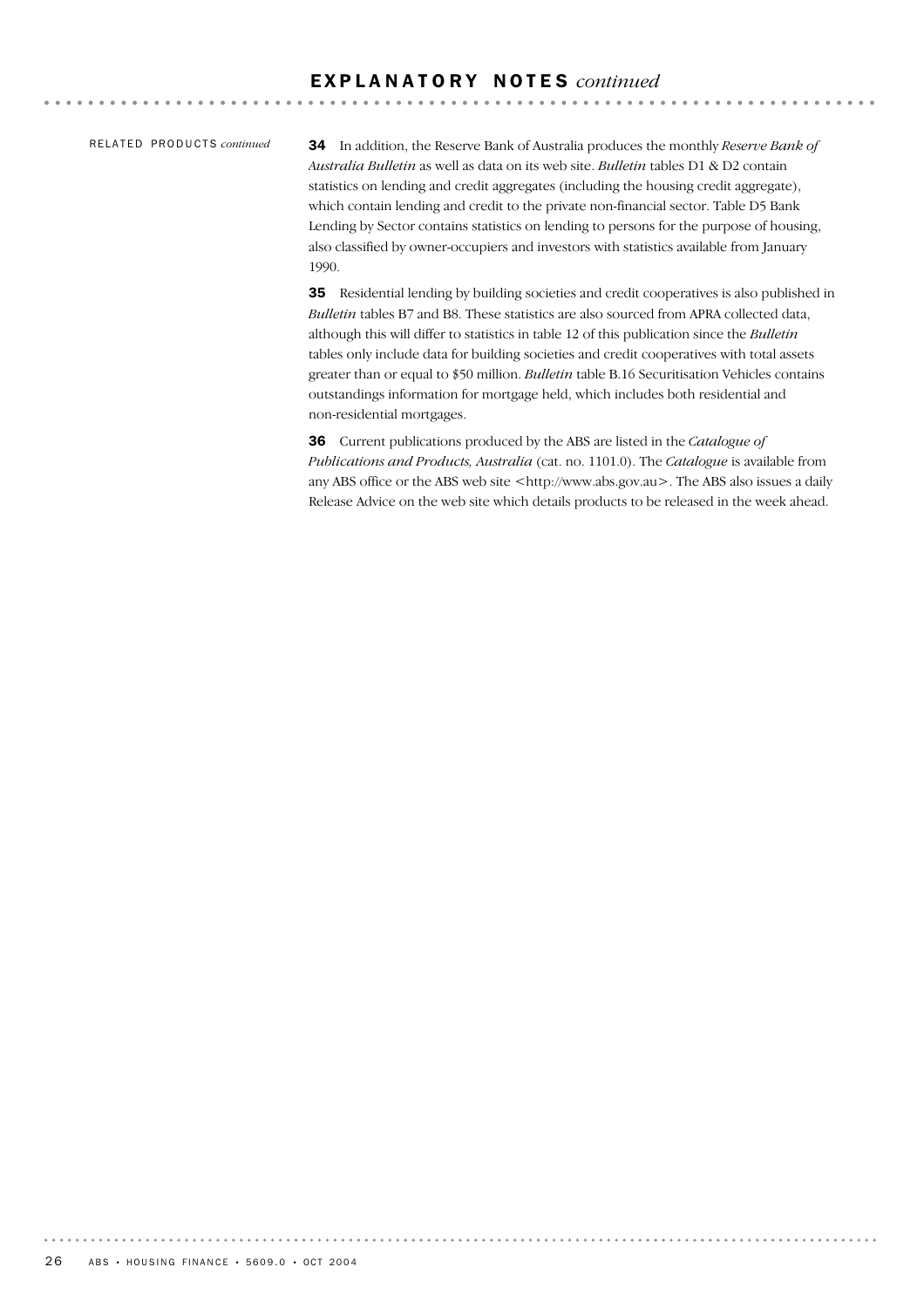## EXPLANATORY NOTES *continued*

RELATED PRODUCTS *continued*

**34** In addition, the Reserve Bank of Australia produces the monthly *Reserve Bank of Australia Bulletin* as well as data on its web site. *Bulletin* tables D1 & D2 contain statistics on lending and credit aggregates (including the housing credit aggregate), which contain lending and credit to the private non-financial sector. Table D5 Bank Lending by Sector contains statistics on lending to persons for the purpose of housing, also classified by owner-occupiers and investors with statistics available from January 1990.

**35** Residential lending by building societies and credit cooperatives is also published in *Bulletin* tables B7 and B8. These statistics are also sourced from APRA collected data, although this will differ to statistics in table 12 of this publication since the *Bulletin* tables only include data for building societies and credit cooperatives with total assets greater than or equal to $50 million. *Bulletin* table B.16 Securitisation Vehicles contains outstandings information for mortgage held, which includes both residential and non-residential mortgages.

**36** Current publications produced by the ABS are listed in the *Catalogue of Publications and Products, Australia* (cat. no. 1101.0). The *Catalogue* is available from any ABS office or the ABS web site <http://www.abs.gov.au>. The ABS also issues a daily Release Advice on the web site which details products to be released in the week ahead.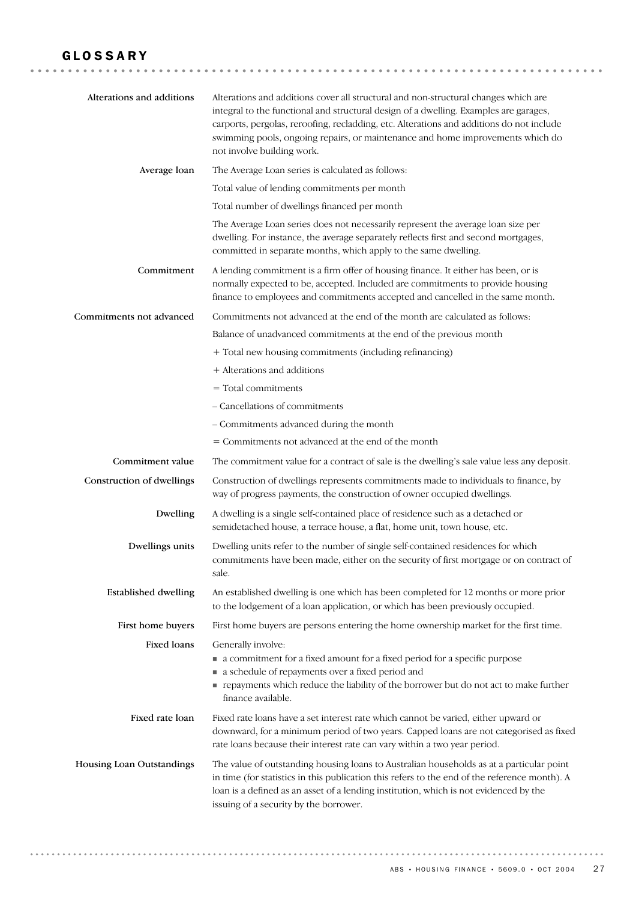# GLOSSARY

**Alterations and additions**

Alterations and additions cover all structural and non-structural changes which are integral to the functional and structural design of a dwelling. Examples are garages, carports, pergolas, reroofing, recladding, etc. Alterations and additions do not include swimming pools, ongoing repairs, or maintenance and home improvements which do not involve building work.

**Average loan**

The Average Loan series is calculated as follows:

Total value of lending commitments per month

Total number of dwellings financed per month

The Average Loan series does not necessarily represent the average loan size per dwelling. For instance, the average separately reflects first and second mortgages, committed in separate months, which apply to the same dwelling.

**Commitment**

A lending commitment is a firm offer of housing finance. It either has been, or is normally expected to be, accepted. Included are commitments to provide housing finance to employees and commitments accepted and cancelled in the same month.

**Commitments not advanced**

Commitments not advanced at the end of the month are calculated as follows:

Balance of unadvanced commitments at the end of the previous month

+ Total new housing commitments (including refinancing)

+ Alterations and additions

= Total commitments

– Cancellations of commitments

– Commitments advanced during the month

= Commitments not advanced at the end of the month

**Commitment value**

The commitment value for a contract of sale is the dwelling's sale value less any deposit.

**Construction of dwellings**

Construction of dwellings represents commitments made to individuals to finance, by way of progress payments, the construction of owner occupied dwellings.

**Dwelling**

A dwelling is a single self-contained place of residence such as a detached or semidetached house, a terrace house, a flat, home unit, town house, etc.

**Dwellings units**

Dwelling units refer to the number of single self-contained residences for which commitments have been made, either on the security of first mortgage or on contract of sale.

**Established dwelling**

An established dwelling is one which has been completed for 12 months or more prior to the lodgement of a loan application, or which has been previously occupied.

**First home buyers**

First home buyers are persons entering the home ownership market for the first time.

**Fixed loans**

Generally involve:

- a commitment for a fixed amount for a fixed period for a specific purpose
- a schedule of repayments over a fixed period and
- repayments which reduce the liability of the borrower but do not act to make further finance available.

**Fixed rate loan**

Fixed rate loans have a set interest rate which cannot be varied, either upward or downward, for a minimum period of two years. Capped loans are not categorised as fixed rate loans because their interest rate can vary within a two year period.

**Housing Loan Outstandings**

The value of outstanding housing loans to Australian households as at a particular point in time (for statistics in this publication this refers to the end of the reference month). A loan is a defined as an asset of a lending institution, which is not evidenced by the issuing of a security by the borrower.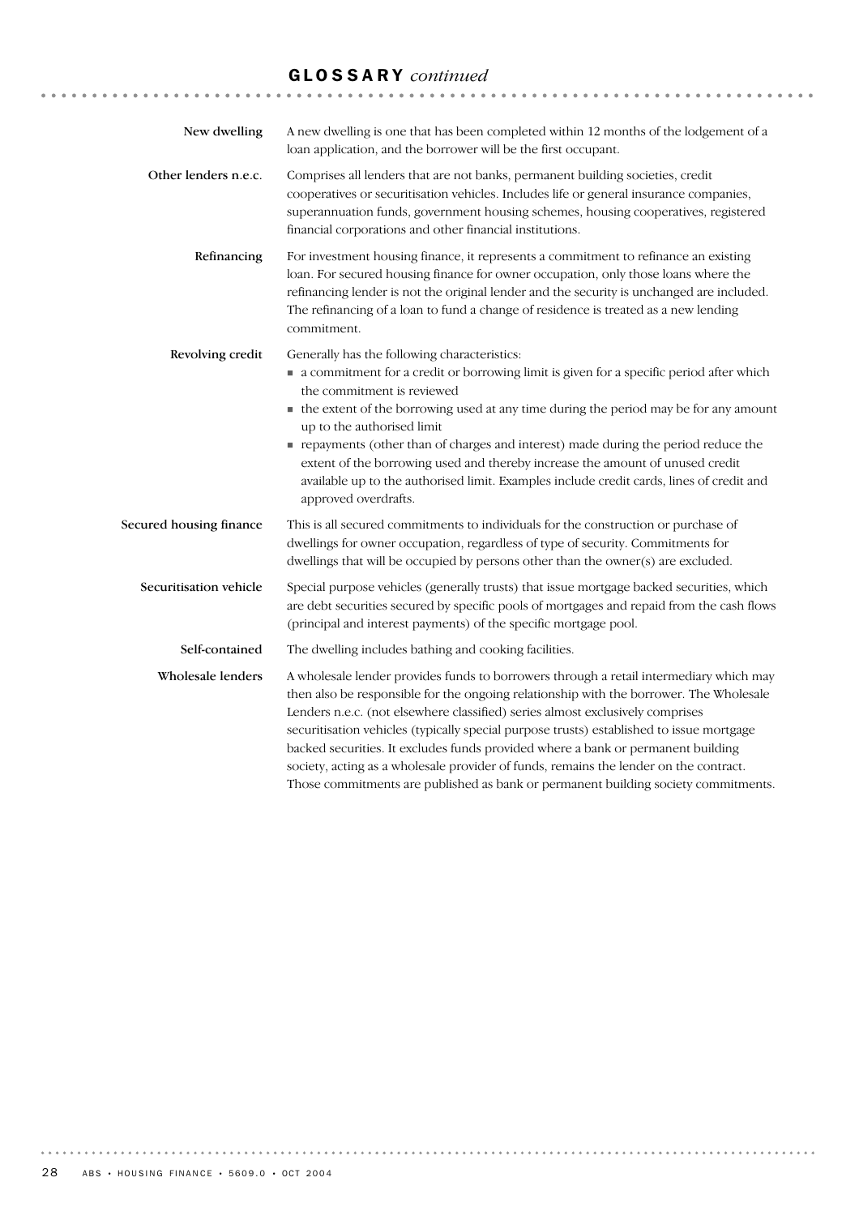## GLOSSARY *continued*

**New dwelling**
A new dwelling is one that has been completed within 12 months of the lodgement of a loan application, and the borrower will be the first occupant.

**Other lenders n.e.c.**
Comprises all lenders that are not banks, permanent building societies, credit cooperatives or securitisation vehicles. Includes life or general insurance companies, superannuation funds, government housing schemes, housing cooperatives, registered financial corporations and other financial institutions.

**Refinancing**
For investment housing finance, it represents a commitment to refinance an existing loan. For secured housing finance for owner occupation, only those loans where the refinancing lender is not the original lender and the security is unchanged are included. The refinancing of a loan to fund a change of residence is treated as a new lending commitment.

**Revolving credit**
Generally has the following characteristics:

- a commitment for a credit or borrowing limit is given for a specific period after which the commitment is reviewed
- the extent of the borrowing used at any time during the period may be for any amount up to the authorised limit
- repayments (other than of charges and interest) made during the period reduce the extent of the borrowing used and thereby increase the amount of unused credit available up to the authorised limit. Examples include credit cards, lines of credit and approved overdrafts.

**Secured housing finance**
This is all secured commitments to individuals for the construction or purchase of dwellings for owner occupation, regardless of type of security. Commitments for dwellings that will be occupied by persons other than the owner(s) are excluded.

**Securitisation vehicle**
Special purpose vehicles (generally trusts) that issue mortgage backed securities, which are debt securities secured by specific pools of mortgages and repaid from the cash flows (principal and interest payments) of the specific mortgage pool.

**Self-contained**
The dwelling includes bathing and cooking facilities.

**Wholesale lenders**
A wholesale lender provides funds to borrowers through a retail intermediary which may then also be responsible for the ongoing relationship with the borrower. The Wholesale Lenders n.e.c. (not elsewhere classified) series almost exclusively comprises securitisation vehicles (typically special purpose trusts) established to issue mortgage backed securities. It excludes funds provided where a bank or permanent building society, acting as a wholesale provider of funds, remains the lender on the contract. Those commitments are published as bank or permanent building society commitments.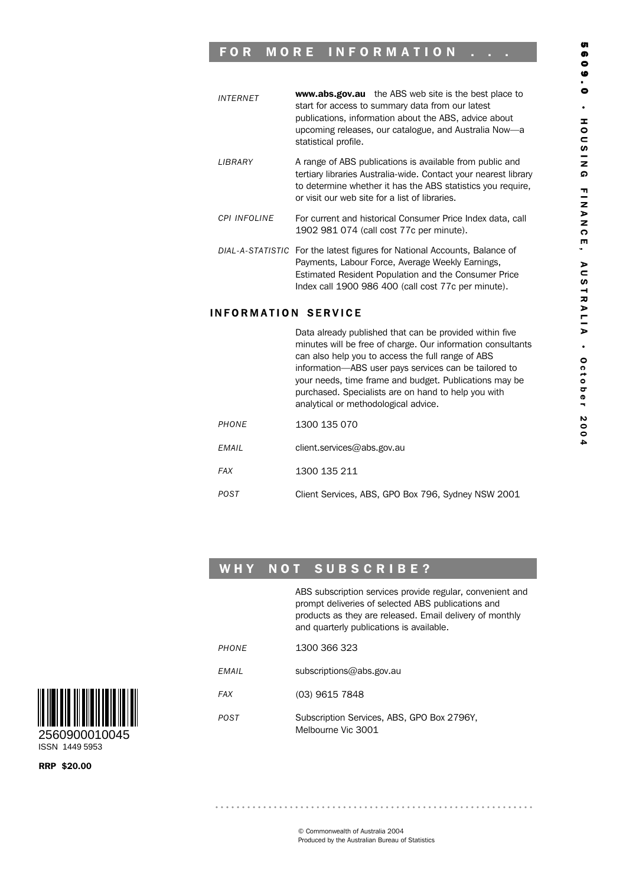## FOR MORE INFORMATION . . .

| | |
|---|---|
| *INTERNET* | **www.abs.gov.au** the ABS web site is the best place to start for access to summary data from our latest publications, information about the ABS, advice about upcoming releases, our catalogue, and Australia Now—a statistical profile. |
| *LIBRARY* | A range of ABS publications is available from public and tertiary libraries Australia-wide. Contact your nearest library to determine whether it has the ABS statistics you require, or visit our web site for a list of libraries. |
| *CPI INFOLINE* | For current and historical Consumer Price Index data, call 1902 981 074 (call cost 77c per minute). |
| *DIAL-A-STATISTIC* | For the latest figures for National Accounts, Balance of Payments, Labour Force, Average Weekly Earnings, Estimated Resident Population and the Consumer Price Index call 1900 986 400 (call cost 77c per minute). |

### INFORMATION SERVICE

Data already published that can be provided within five minutes will be free of charge. Our information consultants can also help you to access the full range of ABS information—ABS user pays services can be tailored to your needs, time frame and budget. Publications may be purchased. Specialists are on hand to help you with analytical or methodological advice.

| | |
|---|---|
| *PHONE* | 1300 135 070 |
| *EMAIL* | client.services@abs.gov.au |
| *FAX* | 1300 135 211 |
| *POST* | Client Services, ABS, GPO Box 796, Sydney NSW 2001 |

## WHY NOT SUBSCRIBE?

ABS subscription services provide regular, convenient and prompt deliveries of selected ABS publications and products as they are released. Email delivery of monthly and quarterly publications is available.

| | |
|---|---|
| *PHONE* | 1300 366 323 |
| *EMAIL* | subscriptions@abs.gov.au |
| *FAX* | (03) 9615 7848 |
| *POST* | Subscription Services, ABS, GPO Box 2796Y, Melbourne Vic 3001 |

2560900010045

ISSN 1449 5953

**RRP $20.00**

© Commonwealth of Australia 2004
Produced by the Australian Bureau of Statistics